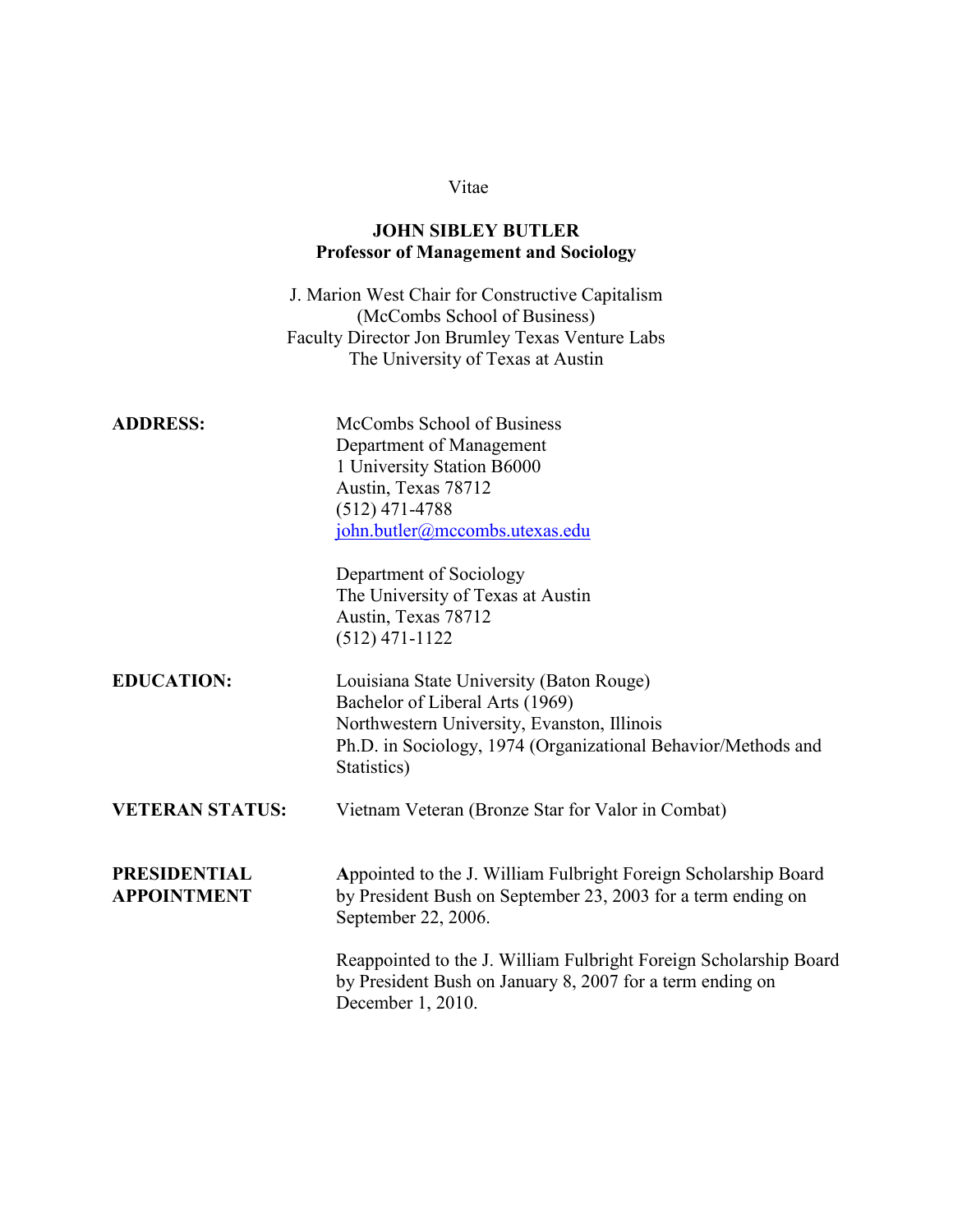Vitae

# JOHN SIBLEY BUTLER
## Professor of Management and Sociology

J. Marion West Chair for Constructive Capitalism
(McCombs School of Business)
Faculty Director Jon Brumley Texas Venture Labs
The University of Texas at Austin

**ADDRESS:**

McCombs School of Business
Department of Management
1 University Station B6000
Austin, Texas 78712
(512) 471-4788
john.butler@mccombs.utexas.edu

Department of Sociology
The University of Texas at Austin
Austin, Texas 78712
(512) 471-1122

**EDUCATION:**

Louisiana State University (Baton Rouge)
Bachelor of Liberal Arts (1969)
Northwestern University, Evanston, Illinois
Ph.D. in Sociology, 1974 (Organizational Behavior/Methods and Statistics)

**VETERAN STATUS:**

Vietnam Veteran (Bronze Star for Valor in Combat)

**PRESIDENTIAL APPOINTMENT**

Appointed to the J. William Fulbright Foreign Scholarship Board by President Bush on September 23, 2003 for a term ending on September 22, 2006.

Reappointed to the J. William Fulbright Foreign Scholarship Board by President Bush on January 8, 2007 for a term ending on December 1, 2010.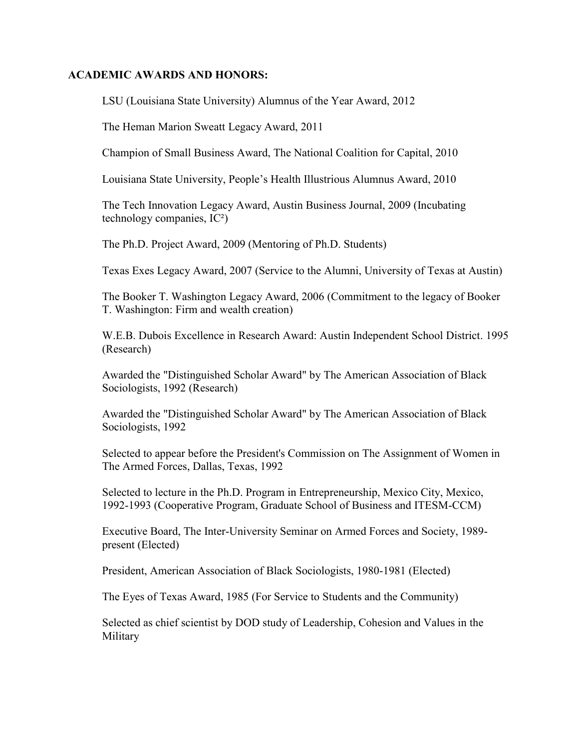**ACADEMIC AWARDS AND HONORS:**

LSU (Louisiana State University) Alumnus of the Year Award, 2012

The Heman Marion Sweatt Legacy Award, 2011

Champion of Small Business Award, The National Coalition for Capital, 2010

Louisiana State University, People's Health Illustrious Alumnus Award, 2010

The Tech Innovation Legacy Award, Austin Business Journal, 2009 (Incubating technology companies, $IC^2$)

The Ph.D. Project Award, 2009 (Mentoring of Ph.D. Students)

Texas Exes Legacy Award, 2007 (Service to the Alumni, University of Texas at Austin)

The Booker T. Washington Legacy Award, 2006 (Commitment to the legacy of Booker T. Washington: Firm and wealth creation)

W.E.B. Dubois Excellence in Research Award: Austin Independent School District. 1995 (Research)

Awarded the "Distinguished Scholar Award" by The American Association of Black Sociologists, 1992 (Research)

Awarded the "Distinguished Scholar Award" by The American Association of Black Sociologists, 1992

Selected to appear before the President's Commission on The Assignment of Women in The Armed Forces, Dallas, Texas, 1992

Selected to lecture in the Ph.D. Program in Entrepreneurship, Mexico City, Mexico, 1992-1993 (Cooperative Program, Graduate School of Business and ITESM-CCM)

Executive Board, The Inter-University Seminar on Armed Forces and Society, 1989-present (Elected)

President, American Association of Black Sociologists, 1980-1981 (Elected)

The Eyes of Texas Award, 1985 (For Service to Students and the Community)

Selected as chief scientist by DOD study of Leadership, Cohesion and Values in the Military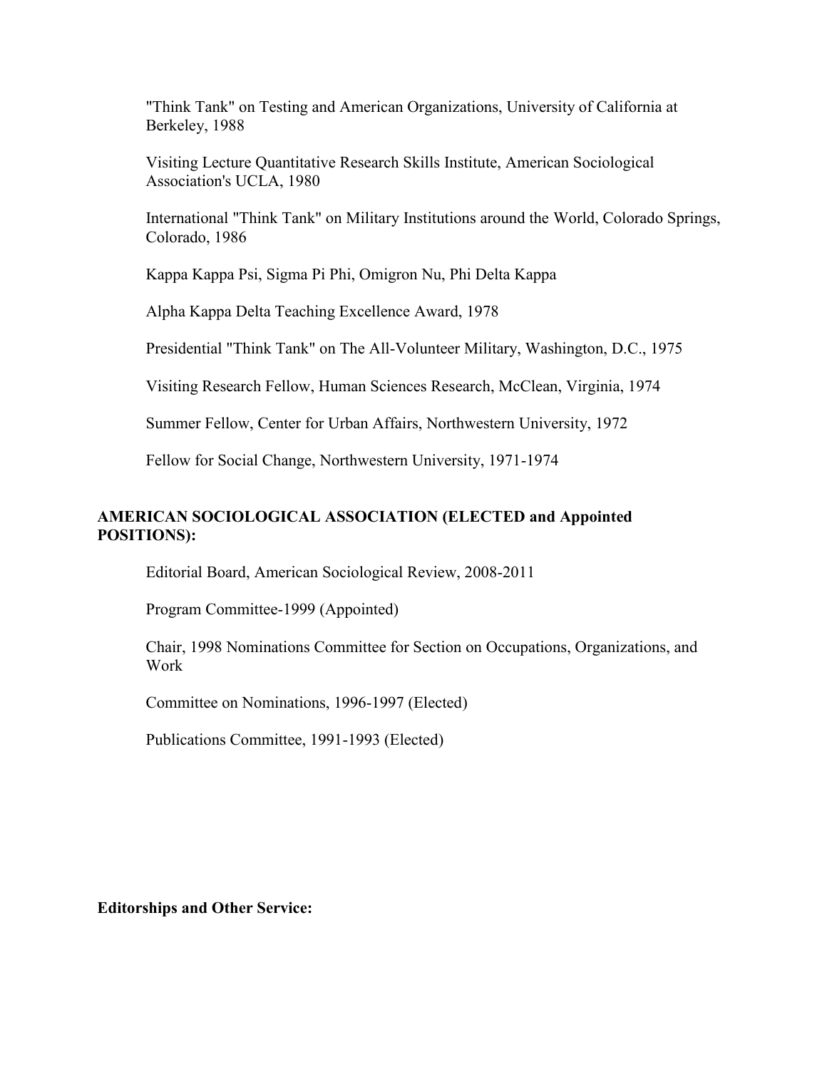"Think Tank" on Testing and American Organizations, University of California at Berkeley, 1988

Visiting Lecture Quantitative Research Skills Institute, American Sociological Association's UCLA, 1980

International "Think Tank" on Military Institutions around the World, Colorado Springs, Colorado, 1986

Kappa Kappa Psi, Sigma Pi Phi, Omigron Nu, Phi Delta Kappa

Alpha Kappa Delta Teaching Excellence Award, 1978

Presidential "Think Tank" on The All-Volunteer Military, Washington, D.C., 1975

Visiting Research Fellow, Human Sciences Research, McClean, Virginia, 1974

Summer Fellow, Center for Urban Affairs, Northwestern University, 1972

Fellow for Social Change, Northwestern University, 1971-1974

**AMERICAN SOCIOLOGICAL ASSOCIATION (ELECTED and Appointed POSITIONS):**

Editorial Board, American Sociological Review, 2008-2011

Program Committee-1999 (Appointed)

Chair, 1998 Nominations Committee for Section on Occupations, Organizations, and Work

Committee on Nominations, 1996-1997 (Elected)

Publications Committee, 1991-1993 (Elected)

**Editorships and Other Service:**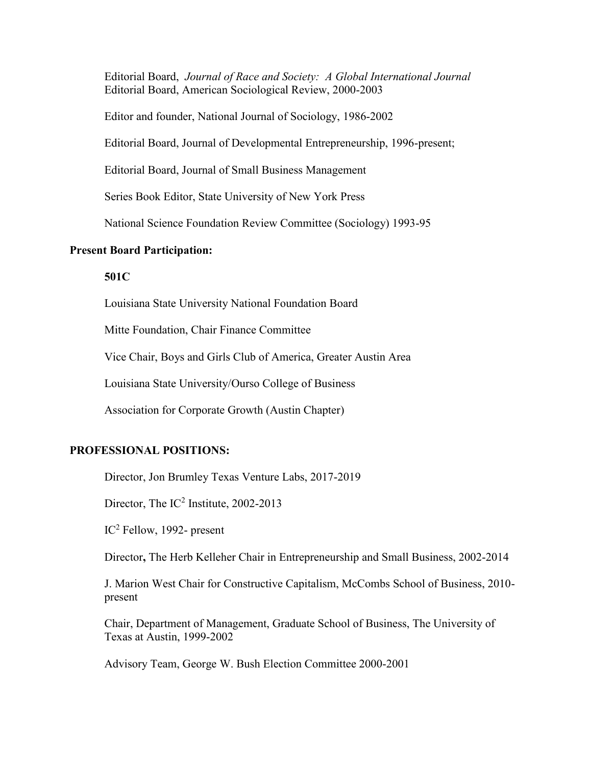Editorial Board, *Journal of Race and Society: A Global International Journal*
Editorial Board, American Sociological Review, 2000-2003

Editor and founder, National Journal of Sociology, 1986-2002

Editorial Board, Journal of Developmental Entrepreneurship, 1996-present;

Editorial Board, Journal of Small Business Management

Series Book Editor, State University of New York Press

National Science Foundation Review Committee (Sociology) 1993-95

**Present Board Participation:**

**501C**

Louisiana State University National Foundation Board

Mitte Foundation, Chair Finance Committee

Vice Chair, Boys and Girls Club of America, Greater Austin Area

Louisiana State University/Ourso College of Business

Association for Corporate Growth (Austin Chapter)

**PROFESSIONAL POSITIONS:**

Director, Jon Brumley Texas Venture Labs, 2017-2019

Director, The $IC^2$ Institute, 2002-2013

$IC^2$ Fellow, 1992- present

Director**,** The Herb Kelleher Chair in Entrepreneurship and Small Business, 2002-2014

J. Marion West Chair for Constructive Capitalism, McCombs School of Business, 2010-present

Chair, Department of Management, Graduate School of Business, The University of Texas at Austin, 1999-2002

Advisory Team, George W. Bush Election Committee 2000-2001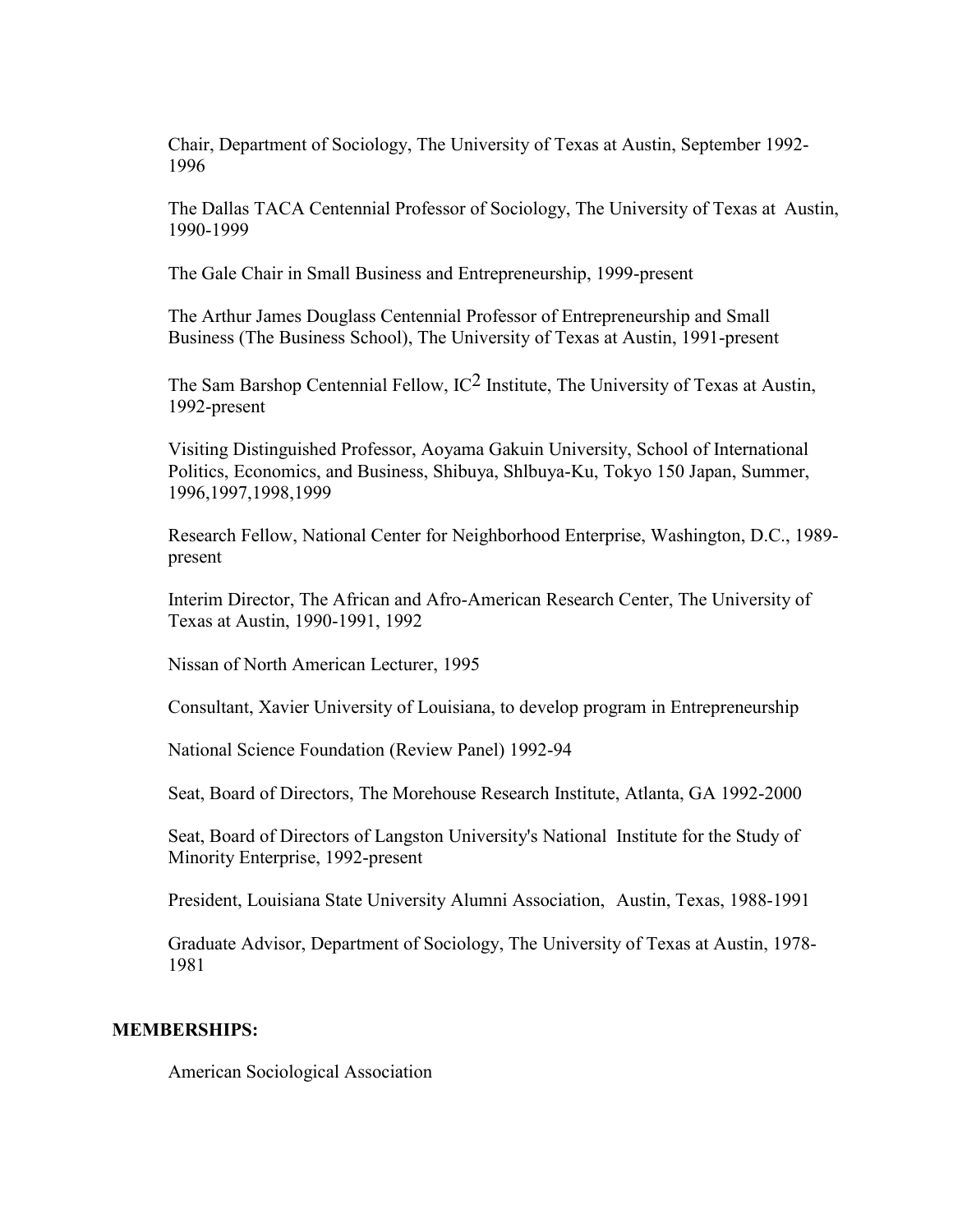Chair, Department of Sociology, The University of Texas at Austin, September 1992-1996

The Dallas TACA Centennial Professor of Sociology, The University of Texas at Austin, 1990-1999

The Gale Chair in Small Business and Entrepreneurship, 1999-present

The Arthur James Douglass Centennial Professor of Entrepreneurship and Small Business (The Business School), The University of Texas at Austin, 1991-present

The Sam Barshop Centennial Fellow, $IC^2$ Institute, The University of Texas at Austin, 1992-present

Visiting Distinguished Professor, Aoyama Gakuin University, School of International Politics, Economics, and Business, Shibuya, Shlbuya-Ku, Tokyo 150 Japan, Summer, 1996,1997,1998,1999

Research Fellow, National Center for Neighborhood Enterprise, Washington, D.C., 1989-present

Interim Director, The African and Afro-American Research Center, The University of Texas at Austin, 1990-1991, 1992

Nissan of North American Lecturer, 1995

Consultant, Xavier University of Louisiana, to develop program in Entrepreneurship

National Science Foundation (Review Panel) 1992-94

Seat, Board of Directors, The Morehouse Research Institute, Atlanta, GA 1992-2000

Seat, Board of Directors of Langston University's National Institute for the Study of Minority Enterprise, 1992-present

President, Louisiana State University Alumni Association, Austin, Texas, 1988-1991

Graduate Advisor, Department of Sociology, The University of Texas at Austin, 1978-1981

**MEMBERSHIPS:**

American Sociological Association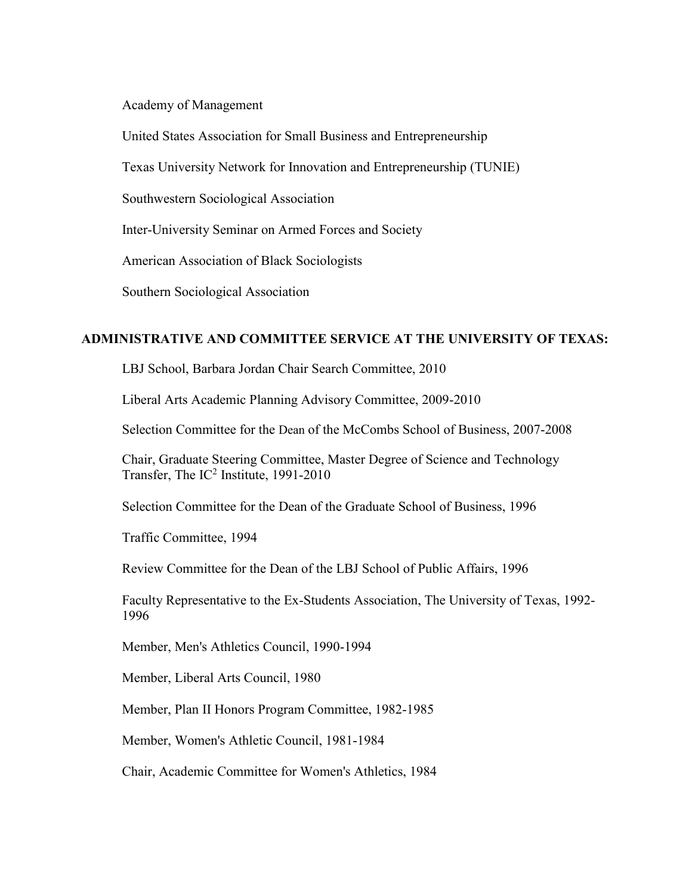Academy of Management

United States Association for Small Business and Entrepreneurship

Texas University Network for Innovation and Entrepreneurship (TUNIE)

Southwestern Sociological Association

Inter-University Seminar on Armed Forces and Society

American Association of Black Sociologists

Southern Sociological Association

## ADMINISTRATIVE AND COMMITTEE SERVICE AT THE UNIVERSITY OF TEXAS:

LBJ School, Barbara Jordan Chair Search Committee, 2010

Liberal Arts Academic Planning Advisory Committee, 2009-2010

Selection Committee for the Dean of the McCombs School of Business, 2007-2008

Chair, Graduate Steering Committee, Master Degree of Science and Technology Transfer, The $IC^2$ Institute, 1991-2010

Selection Committee for the Dean of the Graduate School of Business, 1996

Traffic Committee, 1994

Review Committee for the Dean of the LBJ School of Public Affairs, 1996

Faculty Representative to the Ex-Students Association, The University of Texas, 1992-1996

Member, Men's Athletics Council, 1990-1994

Member, Liberal Arts Council, 1980

Member, Plan II Honors Program Committee, 1982-1985

Member, Women's Athletic Council, 1981-1984

Chair, Academic Committee for Women's Athletics, 1984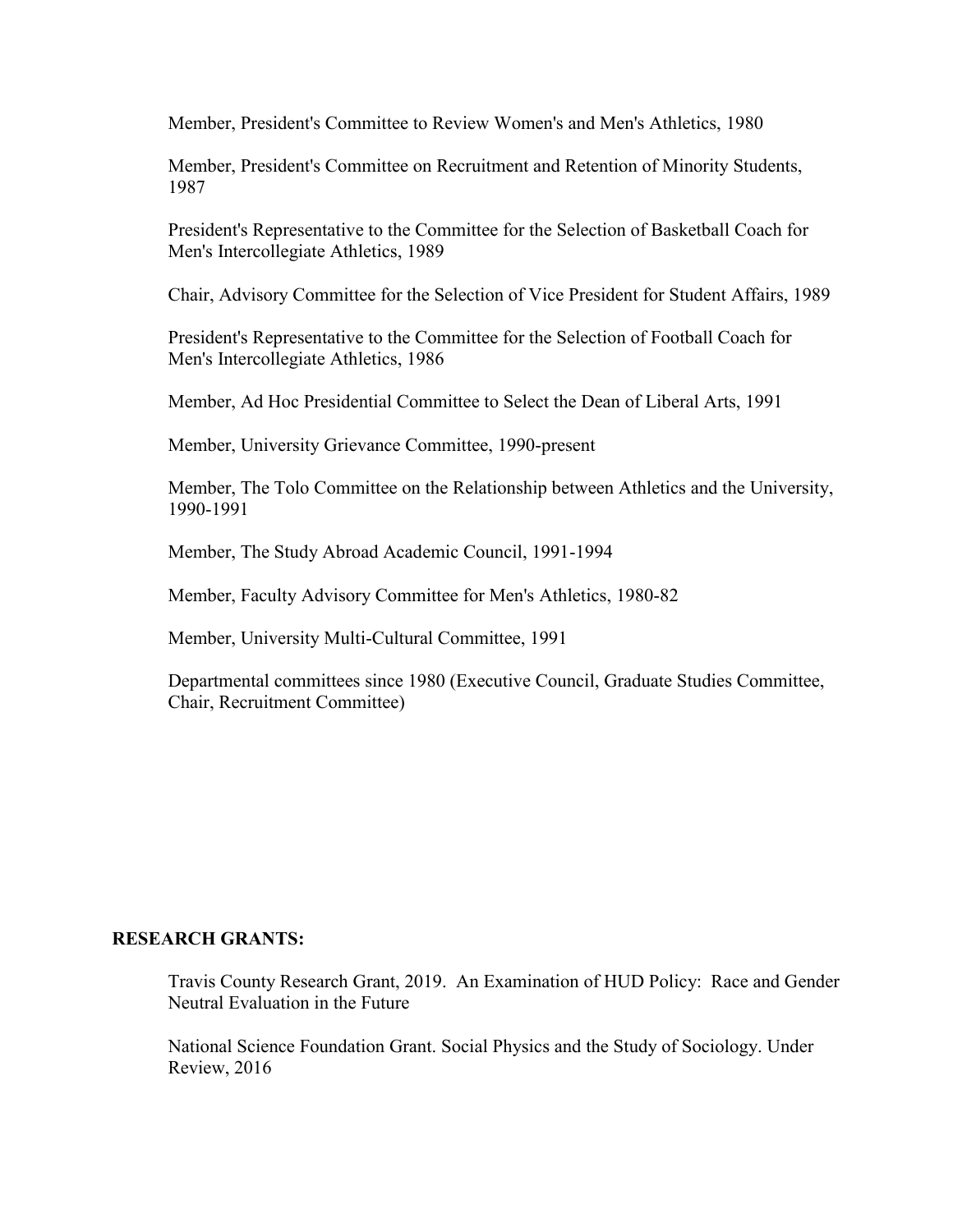Member, President's Committee to Review Women's and Men's Athletics, 1980

Member, President's Committee on Recruitment and Retention of Minority Students, 1987

President's Representative to the Committee for the Selection of Basketball Coach for Men's Intercollegiate Athletics, 1989

Chair, Advisory Committee for the Selection of Vice President for Student Affairs, 1989

President's Representative to the Committee for the Selection of Football Coach for Men's Intercollegiate Athletics, 1986

Member, Ad Hoc Presidential Committee to Select the Dean of Liberal Arts, 1991

Member, University Grievance Committee, 1990-present

Member, The Tolo Committee on the Relationship between Athletics and the University, 1990-1991

Member, The Study Abroad Academic Council, 1991-1994

Member, Faculty Advisory Committee for Men's Athletics, 1980-82

Member, University Multi-Cultural Committee, 1991

Departmental committees since 1980 (Executive Council, Graduate Studies Committee, Chair, Recruitment Committee)

**RESEARCH GRANTS:**

Travis County Research Grant, 2019. An Examination of HUD Policy: Race and Gender Neutral Evaluation in the Future

National Science Foundation Grant. Social Physics and the Study of Sociology. Under Review, 2016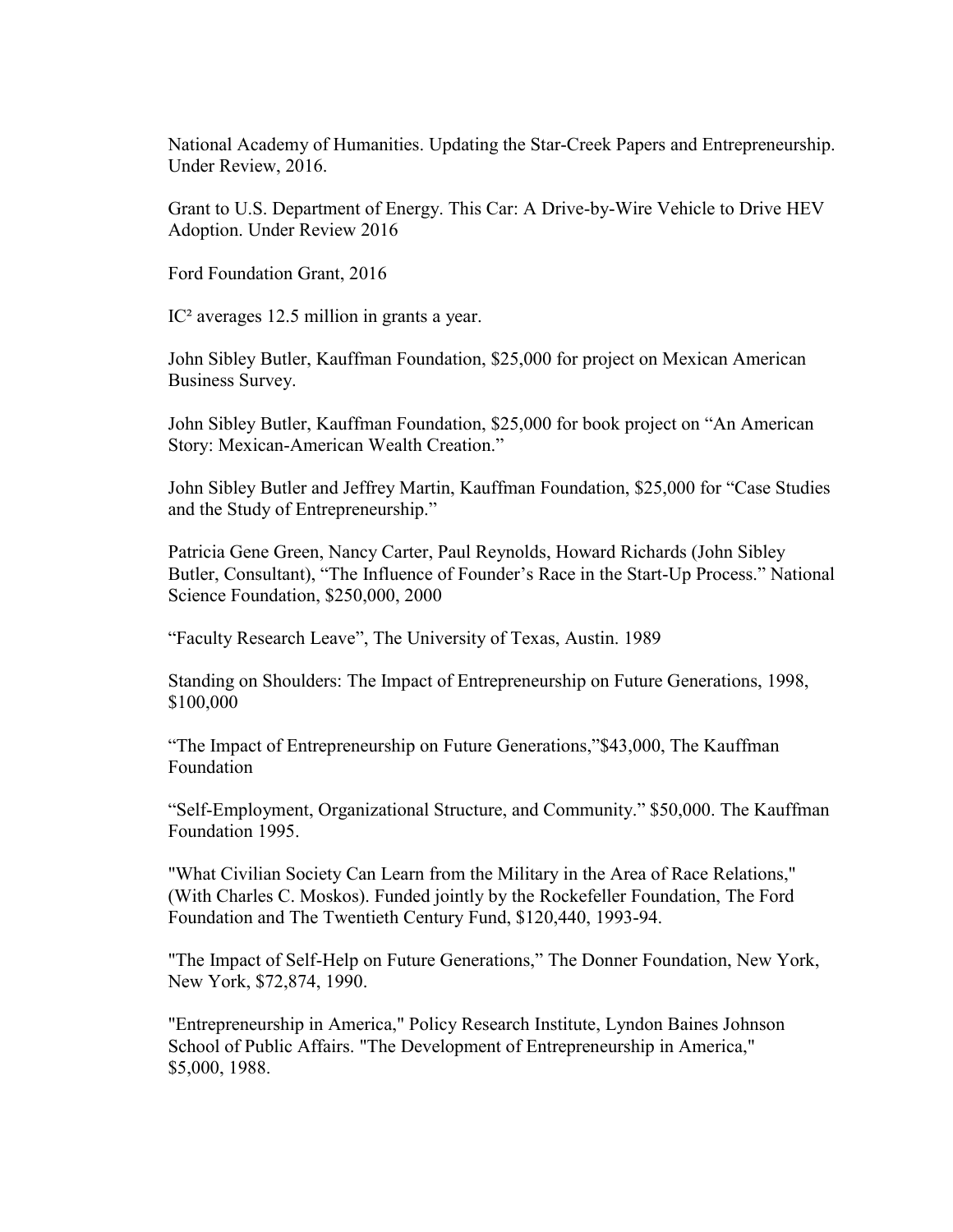National Academy of Humanities. Updating the Star-Creek Papers and Entrepreneurship. Under Review, 2016.

Grant to U.S. Department of Energy. This Car: A Drive-by-Wire Vehicle to Drive HEV Adoption. Under Review 2016

Ford Foundation Grant, 2016

IC² averages 12.5 million in grants a year.

John Sibley Butler, Kauffman Foundation, $25,000 for project on Mexican American Business Survey.

John Sibley Butler, Kauffman Foundation, $25,000 for book project on "An American Story: Mexican-American Wealth Creation."

John Sibley Butler and Jeffrey Martin, Kauffman Foundation, $25,000 for "Case Studies and the Study of Entrepreneurship."

Patricia Gene Green, Nancy Carter, Paul Reynolds, Howard Richards (John Sibley Butler, Consultant), "The Influence of Founder's Race in the Start-Up Process." National Science Foundation, $250,000, 2000

"Faculty Research Leave", The University of Texas, Austin. 1989

Standing on Shoulders: The Impact of Entrepreneurship on Future Generations, 1998, $100,000

"The Impact of Entrepreneurship on Future Generations,"$43,000, The Kauffman Foundation

"Self-Employment, Organizational Structure, and Community." $50,000. The Kauffman Foundation 1995.

"What Civilian Society Can Learn from the Military in the Area of Race Relations," (With Charles C. Moskos). Funded jointly by the Rockefeller Foundation, The Ford Foundation and The Twentieth Century Fund, $120,440, 1993-94.

"The Impact of Self-Help on Future Generations," The Donner Foundation, New York, New York, $72,874, 1990.

"Entrepreneurship in America," Policy Research Institute, Lyndon Baines Johnson School of Public Affairs. "The Development of Entrepreneurship in America," $5,000, 1988.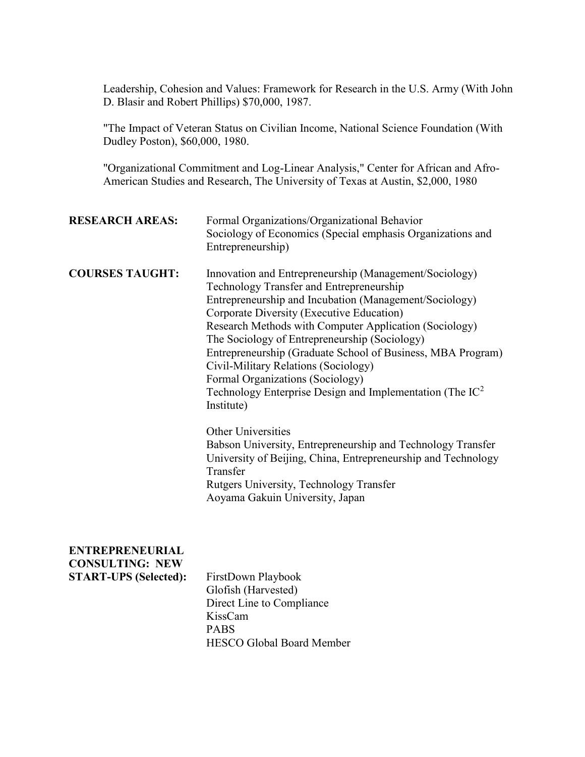Leadership, Cohesion and Values: Framework for Research in the U.S. Army (With John D. Blasir and Robert Phillips) $70,000, 1987.

"The Impact of Veteran Status on Civilian Income, National Science Foundation (With Dudley Poston), $60,000, 1980.

"Organizational Commitment and Log-Linear Analysis," Center for African and Afro-American Studies and Research, The University of Texas at Austin, $2,000, 1980

**RESEARCH AREAS:**

Formal Organizations/Organizational Behavior
Sociology of Economics (Special emphasis Organizations and Entrepreneurship)

**COURSES TAUGHT:**

Innovation and Entrepreneurship (Management/Sociology)
Technology Transfer and Entrepreneurship
Entrepreneurship and Incubation (Management/Sociology)
Corporate Diversity (Executive Education)
Research Methods with Computer Application (Sociology)
The Sociology of Entrepreneurship (Sociology)
Entrepreneurship (Graduate School of Business, MBA Program)
Civil-Military Relations (Sociology)
Formal Organizations (Sociology)
Technology Enterprise Design and Implementation (The $IC^2$ Institute)

Other Universities
Babson University, Entrepreneurship and Technology Transfer
University of Beijing, China, Entrepreneurship and Technology Transfer
Rutgers University, Technology Transfer
Aoyama Gakuin University, Japan

**ENTREPRENEURIAL CONSULTING: NEW START-UPS (Selected):**

FirstDown Playbook
Glofish (Harvested)
Direct Line to Compliance
KissCam
PABS
HESCO Global Board Member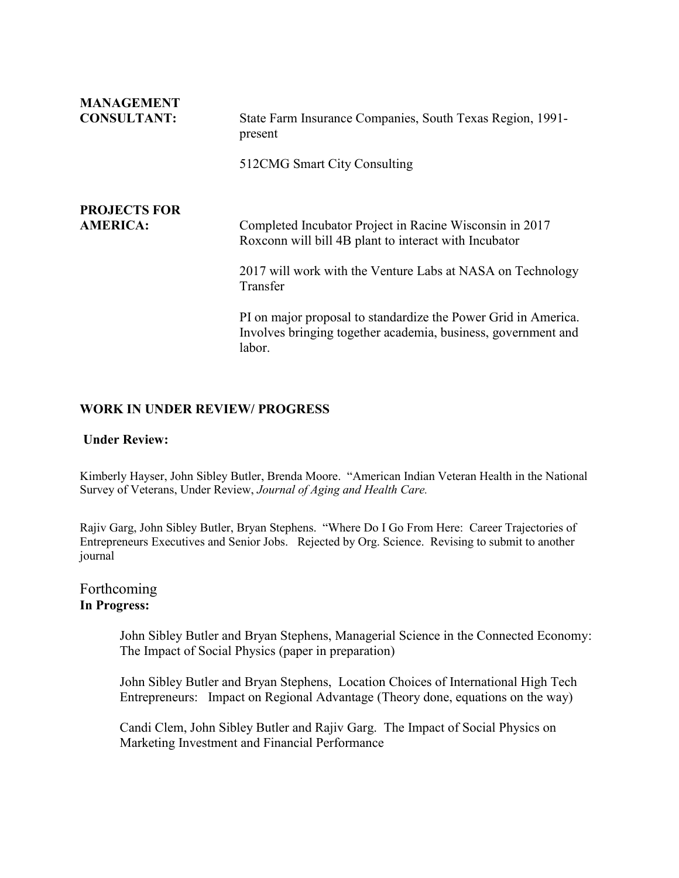**MANAGEMENT CONSULTANT:** State Farm Insurance Companies, South Texas Region, 1991-present

512CMG Smart City Consulting

**PROJECTS FOR AMERICA:** Completed Incubator Project in Racine Wisconsin in 2017 Roxconn will bill 4B plant to interact with Incubator

2017 will work with the Venture Labs at NASA on Technology Transfer

PI on major proposal to standardize the Power Grid in America. Involves bringing together academia, business, government and labor.

**WORK IN UNDER REVIEW/ PROGRESS**

**Under Review:**

Kimberly Hayser, John Sibley Butler, Brenda Moore. "American Indian Veteran Health in the National Survey of Veterans, Under Review, *Journal of Aging and Health Care.*

Rajiv Garg, John Sibley Butler, Bryan Stephens. "Where Do I Go From Here: Career Trajectories of Entrepreneurs Executives and Senior Jobs. Rejected by Org. Science. Revising to submit to another journal

Forthcoming

**In Progress:**

John Sibley Butler and Bryan Stephens, Managerial Science in the Connected Economy: The Impact of Social Physics (paper in preparation)

John Sibley Butler and Bryan Stephens, Location Choices of International High Tech Entrepreneurs: Impact on Regional Advantage (Theory done, equations on the way)

Candi Clem, John Sibley Butler and Rajiv Garg. The Impact of Social Physics on Marketing Investment and Financial Performance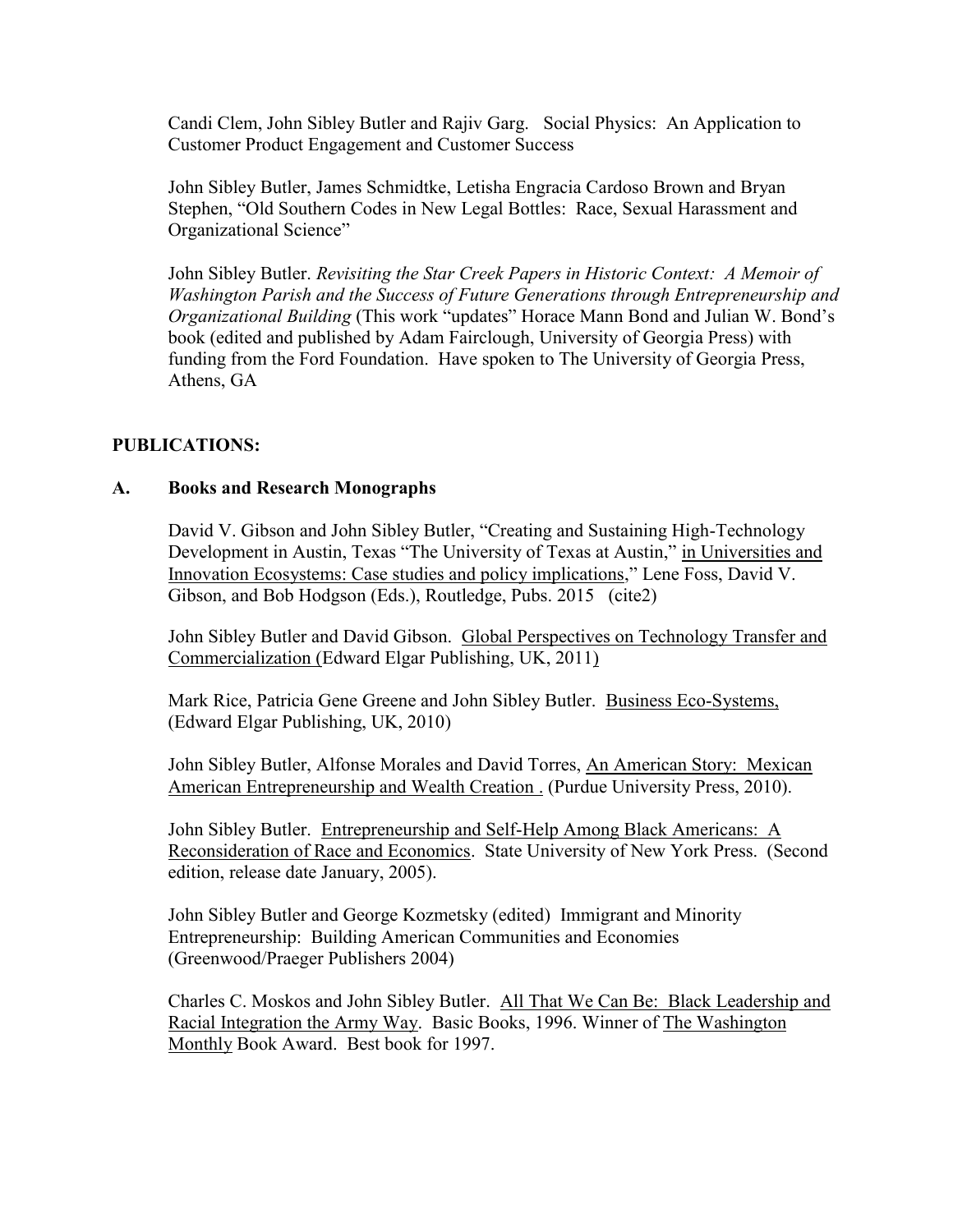Candi Clem, John Sibley Butler and Rajiv Garg. Social Physics: An Application to Customer Product Engagement and Customer Success

John Sibley Butler, James Schmidtke, Letisha Engracia Cardoso Brown and Bryan Stephen, "Old Southern Codes in New Legal Bottles: Race, Sexual Harassment and Organizational Science"

John Sibley Butler. *Revisiting the Star Creek Papers in Historic Context: A Memoir of Washington Parish and the Success of Future Generations through Entrepreneurship and Organizational Building* (This work "updates" Horace Mann Bond and Julian W. Bond's book (edited and published by Adam Fairclough, University of Georgia Press) with funding from the Ford Foundation. Have spoken to The University of Georgia Press, Athens, GA

**PUBLICATIONS:**

**A. Books and Research Monographs**

David V. Gibson and John Sibley Butler, "Creating and Sustaining High-Technology Development in Austin, Texas "The University of Texas at Austin," in Universities and Innovation Ecosystems: Case studies and policy implications," Lene Foss, David V. Gibson, and Bob Hodgson (Eds.), Routledge, Pubs. 2015 (cite2)

John Sibley Butler and David Gibson. Global Perspectives on Technology Transfer and Commercialization (Edward Elgar Publishing, UK, 2011)

Mark Rice, Patricia Gene Greene and John Sibley Butler. Business Eco-Systems, (Edward Elgar Publishing, UK, 2010)

John Sibley Butler, Alfonse Morales and David Torres, An American Story: Mexican American Entrepreneurship and Wealth Creation . (Purdue University Press, 2010).

John Sibley Butler. Entrepreneurship and Self-Help Among Black Americans: A Reconsideration of Race and Economics. State University of New York Press. (Second edition, release date January, 2005).

John Sibley Butler and George Kozmetsky (edited) Immigrant and Minority Entrepreneurship: Building American Communities and Economies (Greenwood/Praeger Publishers 2004)

Charles C. Moskos and John Sibley Butler. All That We Can Be: Black Leadership and Racial Integration the Army Way. Basic Books, 1996. Winner of The Washington Monthly Book Award. Best book for 1997.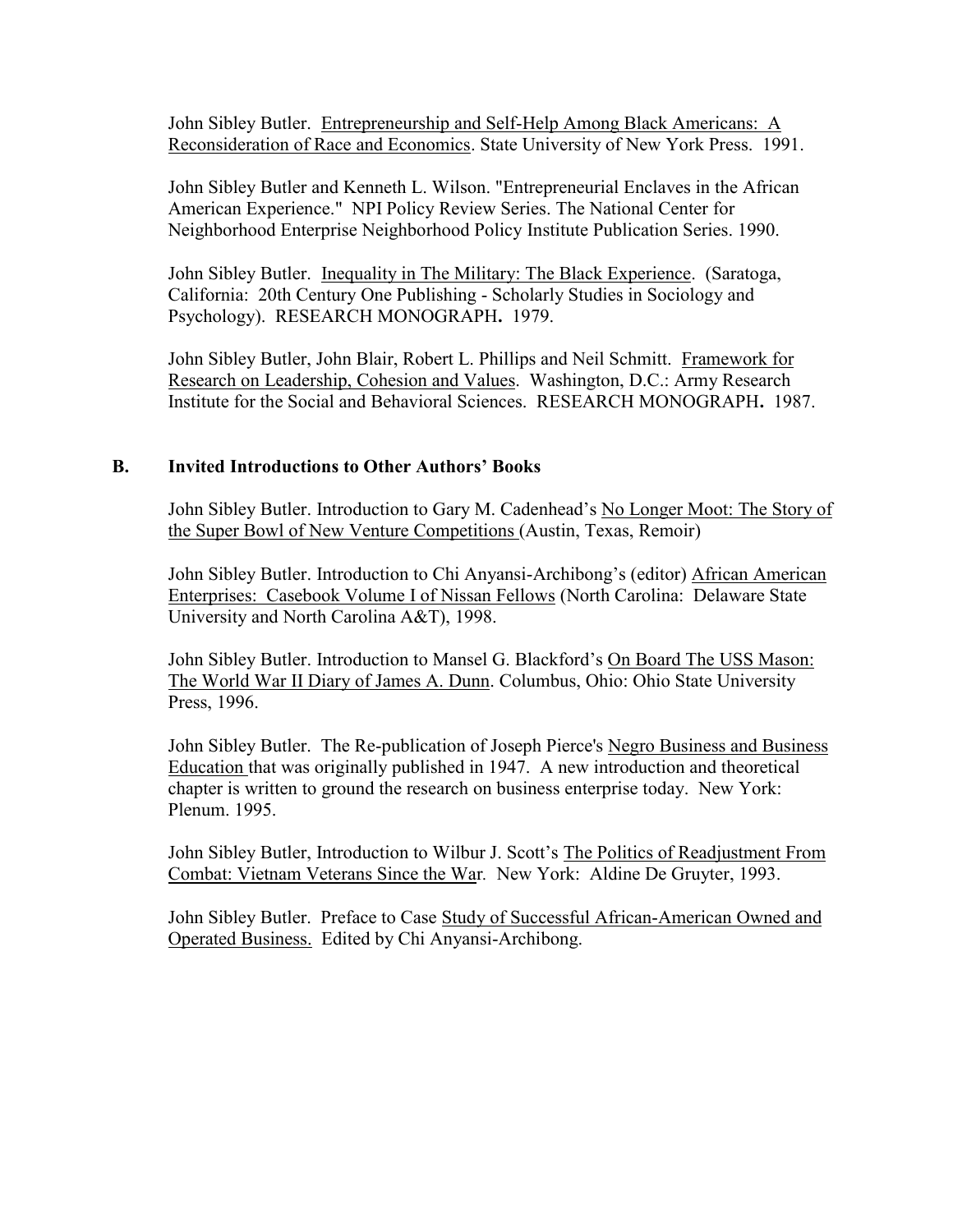John Sibley Butler. Entrepreneurship and Self-Help Among Black Americans: A Reconsideration of Race and Economics. State University of New York Press. 1991.

John Sibley Butler and Kenneth L. Wilson. "Entrepreneurial Enclaves in the African American Experience." NPI Policy Review Series. The National Center for Neighborhood Enterprise Neighborhood Policy Institute Publication Series. 1990.

John Sibley Butler. Inequality in The Military: The Black Experience. (Saratoga, California: 20th Century One Publishing - Scholarly Studies in Sociology and Psychology). RESEARCH MONOGRAPH**.** 1979.

John Sibley Butler, John Blair, Robert L. Phillips and Neil Schmitt. Framework for Research on Leadership, Cohesion and Values. Washington, D.C.: Army Research Institute for the Social and Behavioral Sciences. RESEARCH MONOGRAPH**.** 1987.

### B. Invited Introductions to Other Authors' Books

John Sibley Butler. Introduction to Gary M. Cadenhead's No Longer Moot: The Story of the Super Bowl of New Venture Competitions (Austin, Texas, Remoir)

John Sibley Butler. Introduction to Chi Anyansi-Archibong's (editor) African American Enterprises: Casebook Volume I of Nissan Fellows (North Carolina: Delaware State University and North Carolina A&T), 1998.

John Sibley Butler. Introduction to Mansel G. Blackford's On Board The USS Mason: The World War II Diary of James A. Dunn. Columbus, Ohio: Ohio State University Press, 1996.

John Sibley Butler. The Re-publication of Joseph Pierce's Negro Business and Business Education that was originally published in 1947. A new introduction and theoretical chapter is written to ground the research on business enterprise today. New York: Plenum. 1995.

John Sibley Butler, Introduction to Wilbur J. Scott's The Politics of Readjustment From Combat: Vietnam Veterans Since the War. New York: Aldine De Gruyter, 1993.

John Sibley Butler. Preface to Case Study of Successful African-American Owned and Operated Business. Edited by Chi Anyansi-Archibong.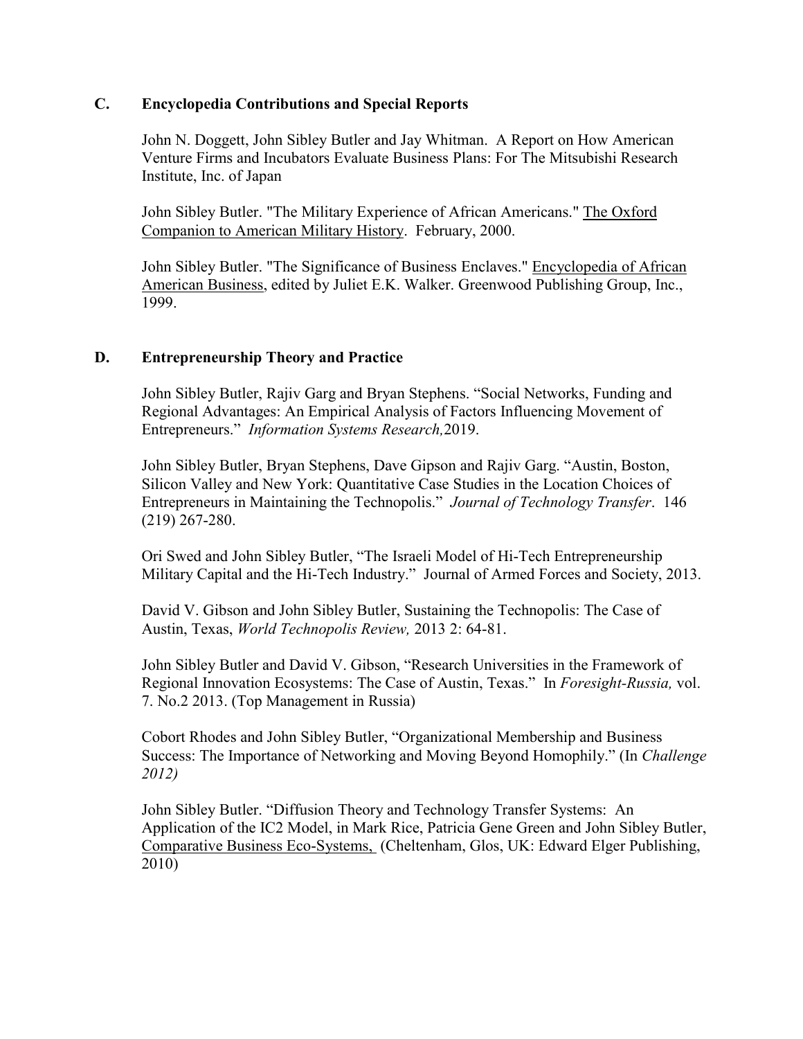## C. Encyclopedia Contributions and Special Reports

John N. Doggett, John Sibley Butler and Jay Whitman. A Report on How American Venture Firms and Incubators Evaluate Business Plans: For The Mitsubishi Research Institute, Inc. of Japan

John Sibley Butler. "The Military Experience of African Americans." The Oxford Companion to American Military History. February, 2000.

John Sibley Butler. "The Significance of Business Enclaves." Encyclopedia of African American Business, edited by Juliet E.K. Walker. Greenwood Publishing Group, Inc., 1999.

## D. Entrepreneurship Theory and Practice

John Sibley Butler, Rajiv Garg and Bryan Stephens. "Social Networks, Funding and Regional Advantages: An Empirical Analysis of Factors Influencing Movement of Entrepreneurs." *Information Systems Research,*2019.

John Sibley Butler, Bryan Stephens, Dave Gipson and Rajiv Garg. "Austin, Boston, Silicon Valley and New York: Quantitative Case Studies in the Location Choices of Entrepreneurs in Maintaining the Technopolis." *Journal of Technology Transfer*. 146 (219) 267-280.

Ori Swed and John Sibley Butler, "The Israeli Model of Hi-Tech Entrepreneurship Military Capital and the Hi-Tech Industry." Journal of Armed Forces and Society, 2013.

David V. Gibson and John Sibley Butler, Sustaining the Technopolis: The Case of Austin, Texas, *World Technopolis Review,* 2013 2: 64-81.

John Sibley Butler and David V. Gibson, "Research Universities in the Framework of Regional Innovation Ecosystems: The Case of Austin, Texas." In *Foresight-Russia,* vol. 7. No.2 2013. (Top Management in Russia)

Cobort Rhodes and John Sibley Butler, "Organizational Membership and Business Success: The Importance of Networking and Moving Beyond Homophily." (In *Challenge 2012)*

John Sibley Butler. "Diffusion Theory and Technology Transfer Systems: An Application of the IC2 Model, in Mark Rice, Patricia Gene Green and John Sibley Butler, Comparative Business Eco-Systems, (Cheltenham, Glos, UK: Edward Elger Publishing, 2010)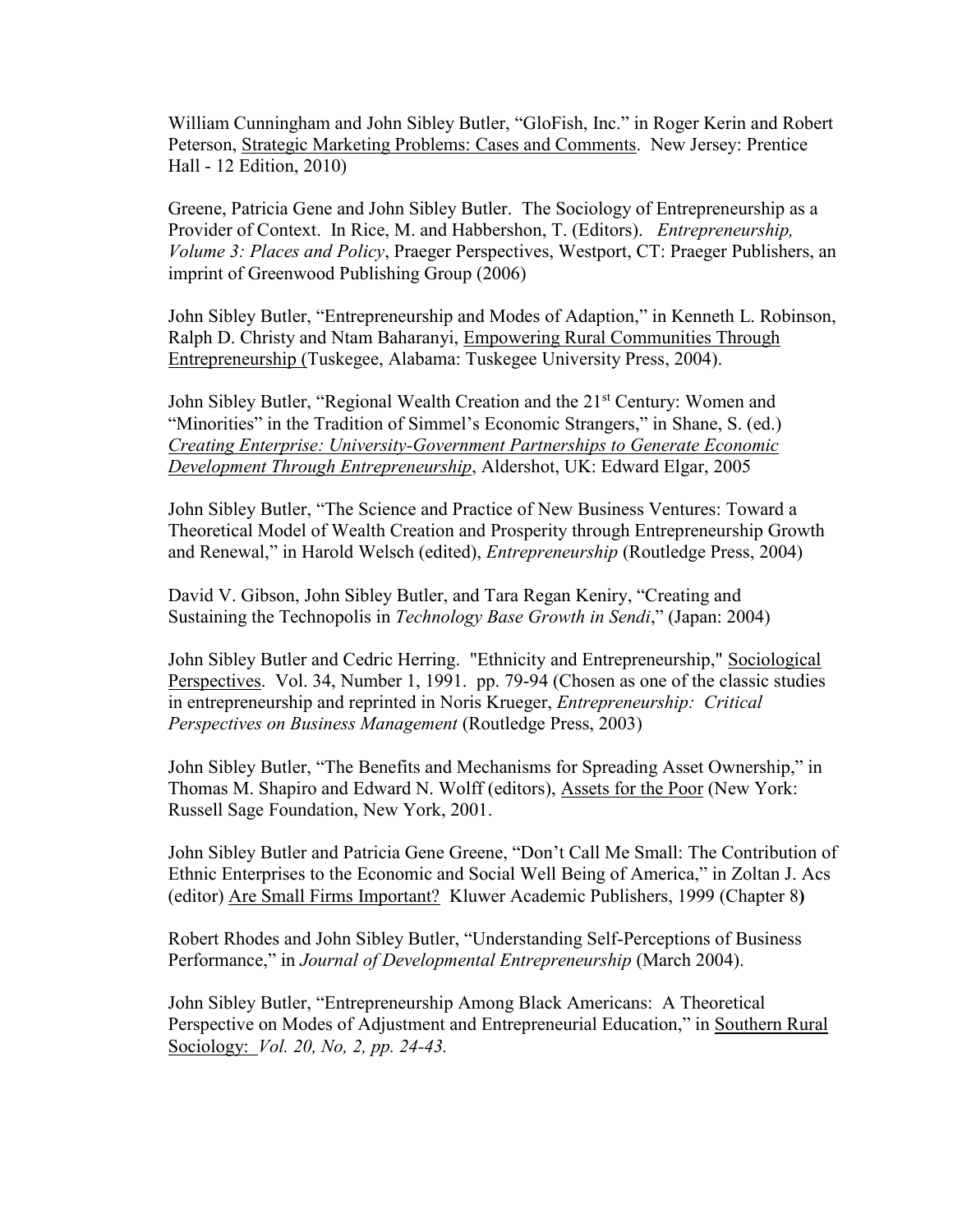William Cunningham and John Sibley Butler, "GloFish, Inc." in Roger Kerin and Robert Peterson, Strategic Marketing Problems: Cases and Comments. New Jersey: Prentice Hall - 12 Edition, 2010)

Greene, Patricia Gene and John Sibley Butler. The Sociology of Entrepreneurship as a Provider of Context. In Rice, M. and Habbershon, T. (Editors). *Entrepreneurship, Volume 3: Places and Policy*, Praeger Perspectives, Westport, CT: Praeger Publishers, an imprint of Greenwood Publishing Group (2006)

John Sibley Butler, "Entrepreneurship and Modes of Adaption," in Kenneth L. Robinson, Ralph D. Christy and Ntam Baharanyi, Empowering Rural Communities Through Entrepreneurship (Tuskegee, Alabama: Tuskegee University Press, 2004).

John Sibley Butler, "Regional Wealth Creation and the 21st Century: Women and "Minorities" in the Tradition of Simmel's Economic Strangers," in Shane, S. (ed.) *Creating Enterprise: University-Government Partnerships to Generate Economic Development Through Entrepreneurship*, Aldershot, UK: Edward Elgar, 2005

John Sibley Butler, "The Science and Practice of New Business Ventures: Toward a Theoretical Model of Wealth Creation and Prosperity through Entrepreneurship Growth and Renewal," in Harold Welsch (edited), *Entrepreneurship* (Routledge Press, 2004)

David V. Gibson, John Sibley Butler, and Tara Regan Keniry, "Creating and Sustaining the Technopolis in *Technology Base Growth in Sendi*," (Japan: 2004)

John Sibley Butler and Cedric Herring. "Ethnicity and Entrepreneurship," Sociological Perspectives. Vol. 34, Number 1, 1991. pp. 79-94 (Chosen as one of the classic studies in entrepreneurship and reprinted in Noris Krueger, *Entrepreneurship: Critical Perspectives on Business Management* (Routledge Press, 2003)

John Sibley Butler, "The Benefits and Mechanisms for Spreading Asset Ownership," in Thomas M. Shapiro and Edward N. Wolff (editors), Assets for the Poor (New York: Russell Sage Foundation, New York, 2001.

John Sibley Butler and Patricia Gene Greene, "Don't Call Me Small: The Contribution of Ethnic Enterprises to the Economic and Social Well Being of America," in Zoltan J. Acs (editor) Are Small Firms Important? Kluwer Academic Publishers, 1999 (Chapter 8**)**

Robert Rhodes and John Sibley Butler, "Understanding Self-Perceptions of Business Performance," in *Journal of Developmental Entrepreneurship* (March 2004).

John Sibley Butler, "Entrepreneurship Among Black Americans: A Theoretical Perspective on Modes of Adjustment and Entrepreneurial Education," in Southern Rural Sociology: *Vol. 20, No, 2, pp. 24-43.*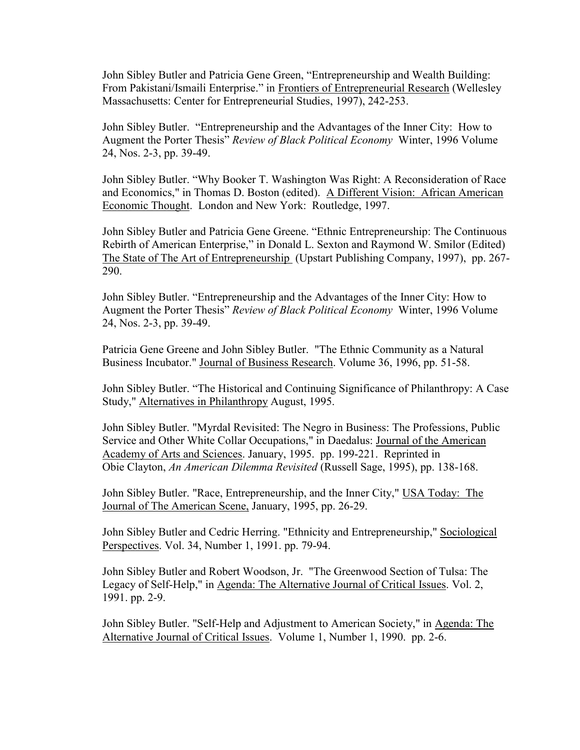John Sibley Butler and Patricia Gene Green, "Entrepreneurship and Wealth Building: From Pakistani/Ismaili Enterprise." in <u>Frontiers of Entrepreneurial Research</u> (Wellesley Massachusetts: Center for Entrepreneurial Studies, 1997), 242-253.

John Sibley Butler. "Entrepreneurship and the Advantages of the Inner City: How to Augment the Porter Thesis" *Review of Black Political Economy* Winter, 1996 Volume 24, Nos. 2-3, pp. 39-49.

John Sibley Butler. "Why Booker T. Washington Was Right: A Reconsideration of Race and Economics," in Thomas D. Boston (edited). <u>A Different Vision: African American Economic Thought</u>. London and New York: Routledge, 1997.

John Sibley Butler and Patricia Gene Greene. "Ethnic Entrepreneurship: The Continuous Rebirth of American Enterprise," in Donald L. Sexton and Raymond W. Smilor (Edited) <u>The State of The Art of Entrepreneurship</u> (Upstart Publishing Company, 1997), pp. 267-290.

John Sibley Butler. "Entrepreneurship and the Advantages of the Inner City: How to Augment the Porter Thesis" *Review of Black Political Economy* Winter, 1996 Volume 24, Nos. 2-3, pp. 39-49.

Patricia Gene Greene and John Sibley Butler. "The Ethnic Community as a Natural Business Incubator." <u>Journal of Business Research</u>. Volume 36, 1996, pp. 51-58.

John Sibley Butler. "The Historical and Continuing Significance of Philanthropy: A Case Study," <u>Alternatives in Philanthropy</u> August, 1995.

John Sibley Butler. "Myrdal Revisited: The Negro in Business: The Professions, Public Service and Other White Collar Occupations," in Daedalus: <u>Journal of the American Academy of Arts and Sciences</u>. January, 1995. pp. 199-221. Reprinted in Obie Clayton, *An American Dilemma Revisited* (Russell Sage, 1995), pp. 138-168.

John Sibley Butler. "Race, Entrepreneurship, and the Inner City," <u>USA Today: The Journal of The American Scene,</u> January, 1995, pp. 26-29.

John Sibley Butler and Cedric Herring. "Ethnicity and Entrepreneurship," <u>Sociological Perspectives</u>. Vol. 34, Number 1, 1991. pp. 79-94.

John Sibley Butler and Robert Woodson, Jr. "The Greenwood Section of Tulsa: The Legacy of Self-Help," in <u>Agenda: The Alternative Journal of Critical Issues</u>. Vol. 2, 1991. pp. 2-9.

John Sibley Butler. "Self-Help and Adjustment to American Society," in <u>Agenda: The Alternative Journal of Critical Issues</u>. Volume 1, Number 1, 1990. pp. 2-6.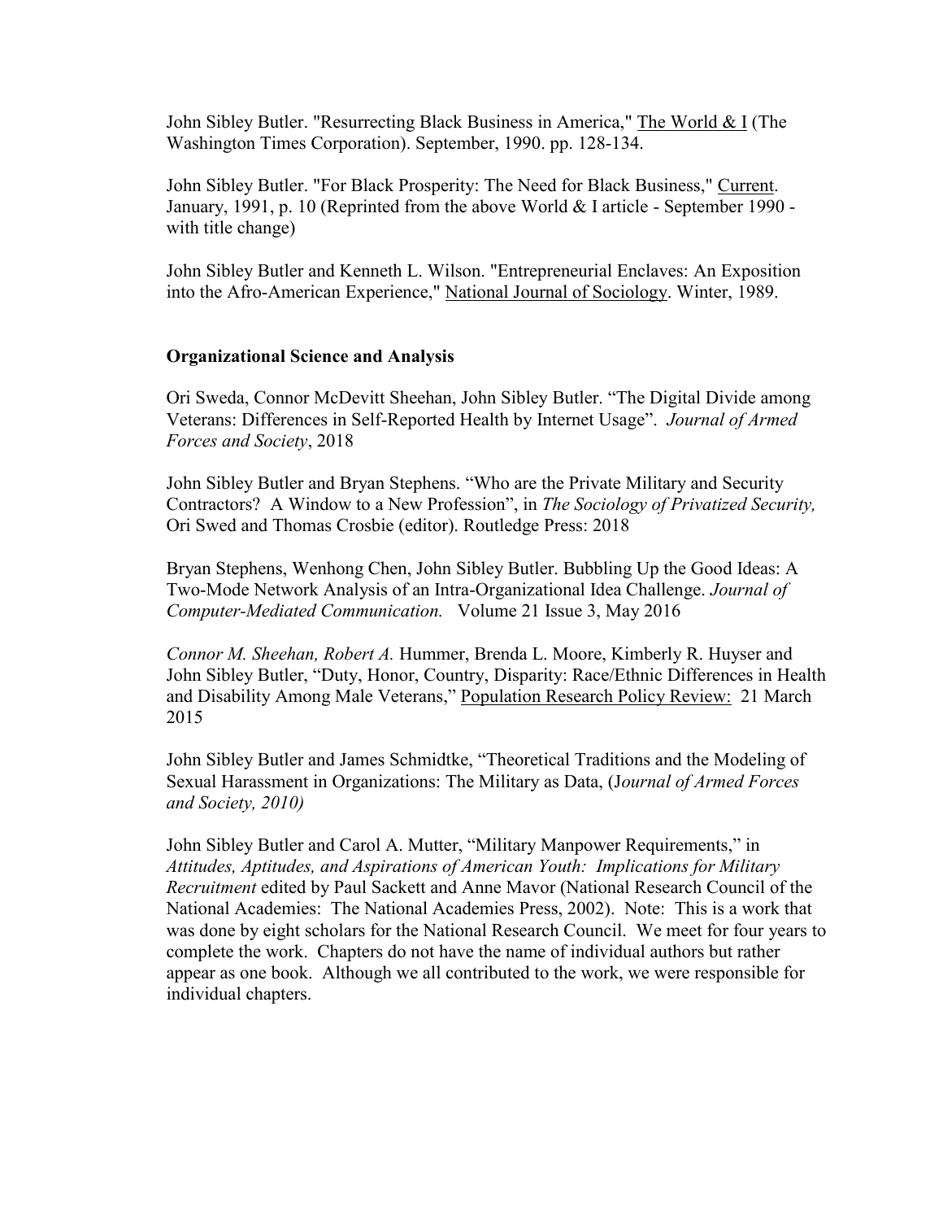John Sibley Butler. "Resurrecting Black Business in America," The World & I (The Washington Times Corporation). September, 1990. pp. 128-134.

John Sibley Butler. "For Black Prosperity: The Need for Black Business," Current. January, 1991, p. 10 (Reprinted from the above World & I article - September 1990 - with title change)

John Sibley Butler and Kenneth L. Wilson. "Entrepreneurial Enclaves: An Exposition into the Afro-American Experience," National Journal of Sociology. Winter, 1989.

**Organizational Science and Analysis**

Ori Sweda, Connor McDevitt Sheehan, John Sibley Butler. "The Digital Divide among Veterans: Differences in Self-Reported Health by Internet Usage". *Journal of Armed Forces and Society*, 2018

John Sibley Butler and Bryan Stephens. "Who are the Private Military and Security Contractors? A Window to a New Profession", in *The Sociology of Privatized Security,* Ori Swed and Thomas Crosbie (editor). Routledge Press: 2018

Bryan Stephens, Wenhong Chen, John Sibley Butler. Bubbling Up the Good Ideas: A Two-Mode Network Analysis of an Intra-Organizational Idea Challenge. *Journal of Computer-Mediated Communication.* Volume 21 Issue 3, May 2016

*Connor M. Sheehan, Robert A.* Hummer, Brenda L. Moore, Kimberly R. Huyser and John Sibley Butler, "Duty, Honor, Country, Disparity: Race/Ethnic Differences in Health and Disability Among Male Veterans," Population Research Policy Review: 21 March 2015

John Sibley Butler and James Schmidtke, "Theoretical Traditions and the Modeling of Sexual Harassment in Organizations: The Military as Data, (J*ournal of Armed Forces and Society, 2010)*

John Sibley Butler and Carol A. Mutter, "Military Manpower Requirements," in *Attitudes, Aptitudes, and Aspirations of American Youth: Implications for Military Recruitment* edited by Paul Sackett and Anne Mavor (National Research Council of the National Academies: The National Academies Press, 2002). Note: This is a work that was done by eight scholars for the National Research Council. We meet for four years to complete the work. Chapters do not have the name of individual authors but rather appear as one book. Although we all contributed to the work, we were responsible for individual chapters.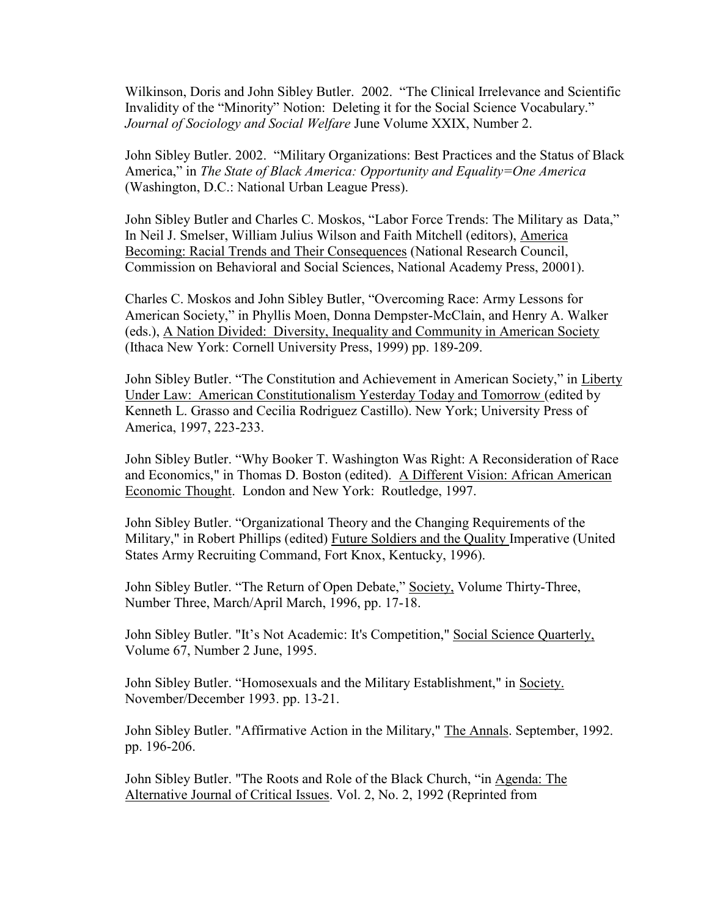Wilkinson, Doris and John Sibley Butler. 2002. "The Clinical Irrelevance and Scientific Invalidity of the "Minority" Notion: Deleting it for the Social Science Vocabulary." *Journal of Sociology and Social Welfare* June Volume XXIX, Number 2.

John Sibley Butler. 2002. "Military Organizations: Best Practices and the Status of Black America," in *The State of Black America: Opportunity and Equality=One America* (Washington, D.C.: National Urban League Press).

John Sibley Butler and Charles C. Moskos, "Labor Force Trends: The Military as Data," In Neil J. Smelser, William Julius Wilson and Faith Mitchell (editors), America Becoming: Racial Trends and Their Consequences (National Research Council, Commission on Behavioral and Social Sciences, National Academy Press, 20001).

Charles C. Moskos and John Sibley Butler, "Overcoming Race: Army Lessons for American Society," in Phyllis Moen, Donna Dempster-McClain, and Henry A. Walker (eds.), A Nation Divided: Diversity, Inequality and Community in American Society (Ithaca New York: Cornell University Press, 1999) pp. 189-209.

John Sibley Butler. "The Constitution and Achievement in American Society," in Liberty Under Law: American Constitutionalism Yesterday Today and Tomorrow (edited by Kenneth L. Grasso and Cecilia Rodriguez Castillo). New York; University Press of America, 1997, 223-233.

John Sibley Butler. "Why Booker T. Washington Was Right: A Reconsideration of Race and Economics," in Thomas D. Boston (edited). A Different Vision: African American Economic Thought. London and New York: Routledge, 1997.

John Sibley Butler. "Organizational Theory and the Changing Requirements of the Military," in Robert Phillips (edited) Future Soldiers and the Quality Imperative (United States Army Recruiting Command, Fort Knox, Kentucky, 1996).

John Sibley Butler. "The Return of Open Debate," Society, Volume Thirty-Three, Number Three, March/April March, 1996, pp. 17-18.

John Sibley Butler. "It's Not Academic: It's Competition," Social Science Quarterly, Volume 67, Number 2 June, 1995.

John Sibley Butler. "Homosexuals and the Military Establishment," in Society. November/December 1993. pp. 13-21.

John Sibley Butler. "Affirmative Action in the Military," The Annals. September, 1992. pp. 196-206.

John Sibley Butler. "The Roots and Role of the Black Church, "in Agenda: The Alternative Journal of Critical Issues. Vol. 2, No. 2, 1992 (Reprinted from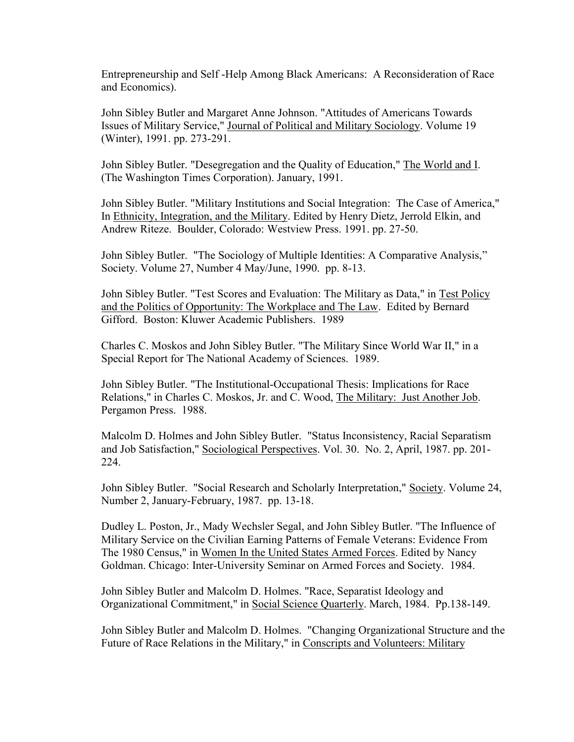Entrepreneurship and Self -Help Among Black Americans: A Reconsideration of Race and Economics).

John Sibley Butler and Margaret Anne Johnson. "Attitudes of Americans Towards Issues of Military Service," Journal of Political and Military Sociology. Volume 19 (Winter), 1991. pp. 273-291.

John Sibley Butler. "Desegregation and the Quality of Education," The World and I. (The Washington Times Corporation). January, 1991.

John Sibley Butler. "Military Institutions and Social Integration: The Case of America," In Ethnicity, Integration, and the Military. Edited by Henry Dietz, Jerrold Elkin, and Andrew Riteze. Boulder, Colorado: Westview Press. 1991. pp. 27-50.

John Sibley Butler. "The Sociology of Multiple Identities: A Comparative Analysis," Society. Volume 27, Number 4 May/June, 1990. pp. 8-13.

John Sibley Butler. "Test Scores and Evaluation: The Military as Data," in Test Policy and the Politics of Opportunity: The Workplace and The Law. Edited by Bernard Gifford. Boston: Kluwer Academic Publishers. 1989

Charles C. Moskos and John Sibley Butler. "The Military Since World War II," in a Special Report for The National Academy of Sciences. 1989.

John Sibley Butler. "The Institutional-Occupational Thesis: Implications for Race Relations," in Charles C. Moskos, Jr. and C. Wood, The Military: Just Another Job. Pergamon Press. 1988.

Malcolm D. Holmes and John Sibley Butler. "Status Inconsistency, Racial Separatism and Job Satisfaction," Sociological Perspectives. Vol. 30. No. 2, April, 1987. pp. 201-224.

John Sibley Butler. "Social Research and Scholarly Interpretation," Society. Volume 24, Number 2, January-February, 1987. pp. 13-18.

Dudley L. Poston, Jr., Mady Wechsler Segal, and John Sibley Butler. "The Influence of Military Service on the Civilian Earning Patterns of Female Veterans: Evidence From The 1980 Census," in Women In the United States Armed Forces. Edited by Nancy Goldman. Chicago: Inter-University Seminar on Armed Forces and Society. 1984.

John Sibley Butler and Malcolm D. Holmes. "Race, Separatist Ideology and Organizational Commitment," in Social Science Quarterly. March, 1984. Pp.138-149.

John Sibley Butler and Malcolm D. Holmes. "Changing Organizational Structure and the Future of Race Relations in the Military," in Conscripts and Volunteers: Military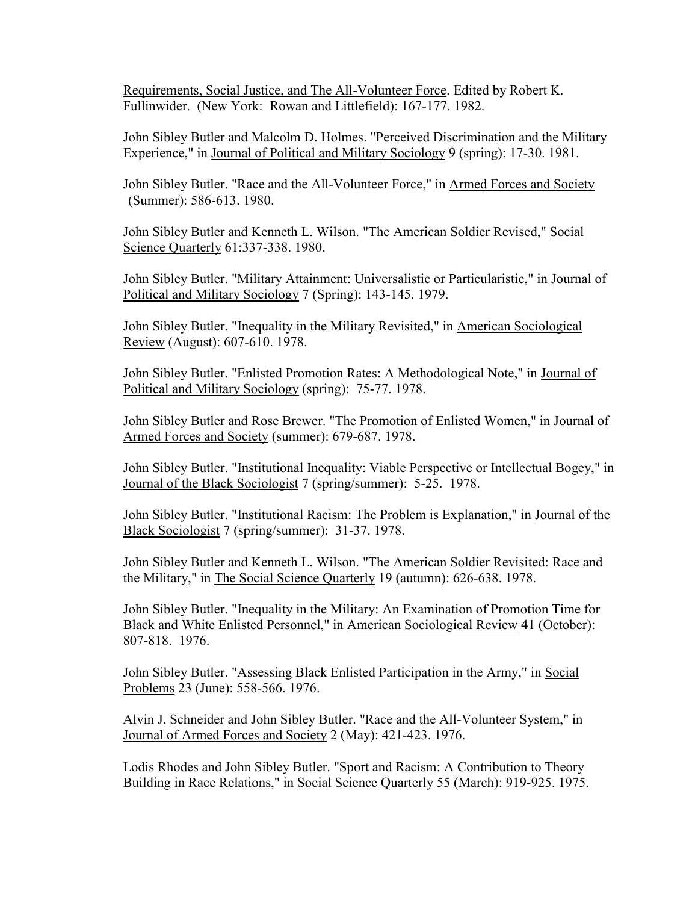Requirements, Social Justice, and The All-Volunteer Force. Edited by Robert K. Fullinwider. (New York: Rowan and Littlefield): 167-177. 1982.

John Sibley Butler and Malcolm D. Holmes. "Perceived Discrimination and the Military Experience," in Journal of Political and Military Sociology 9 (spring): 17-30. 1981.

John Sibley Butler. "Race and the All-Volunteer Force," in Armed Forces and Society (Summer): 586-613. 1980.

John Sibley Butler and Kenneth L. Wilson. "The American Soldier Revised," Social Science Quarterly 61:337-338. 1980.

John Sibley Butler. "Military Attainment: Universalistic or Particularistic," in Journal of Political and Military Sociology 7 (Spring): 143-145. 1979.

John Sibley Butler. "Inequality in the Military Revisited," in American Sociological Review (August): 607-610. 1978.

John Sibley Butler. "Enlisted Promotion Rates: A Methodological Note," in Journal of Political and Military Sociology (spring): 75-77. 1978.

John Sibley Butler and Rose Brewer. "The Promotion of Enlisted Women," in Journal of Armed Forces and Society (summer): 679-687. 1978.

John Sibley Butler. "Institutional Inequality: Viable Perspective or Intellectual Bogey," in Journal of the Black Sociologist 7 (spring/summer): 5-25. 1978.

John Sibley Butler. "Institutional Racism: The Problem is Explanation," in Journal of the Black Sociologist 7 (spring/summer): 31-37. 1978.

John Sibley Butler and Kenneth L. Wilson. "The American Soldier Revisited: Race and the Military," in The Social Science Quarterly 19 (autumn): 626-638. 1978.

John Sibley Butler. "Inequality in the Military: An Examination of Promotion Time for Black and White Enlisted Personnel," in American Sociological Review 41 (October): 807-818. 1976.

John Sibley Butler. "Assessing Black Enlisted Participation in the Army," in Social Problems 23 (June): 558-566. 1976.

Alvin J. Schneider and John Sibley Butler. "Race and the All-Volunteer System," in Journal of Armed Forces and Society 2 (May): 421-423. 1976.

Lodis Rhodes and John Sibley Butler. "Sport and Racism: A Contribution to Theory Building in Race Relations," in Social Science Quarterly 55 (March): 919-925. 1975.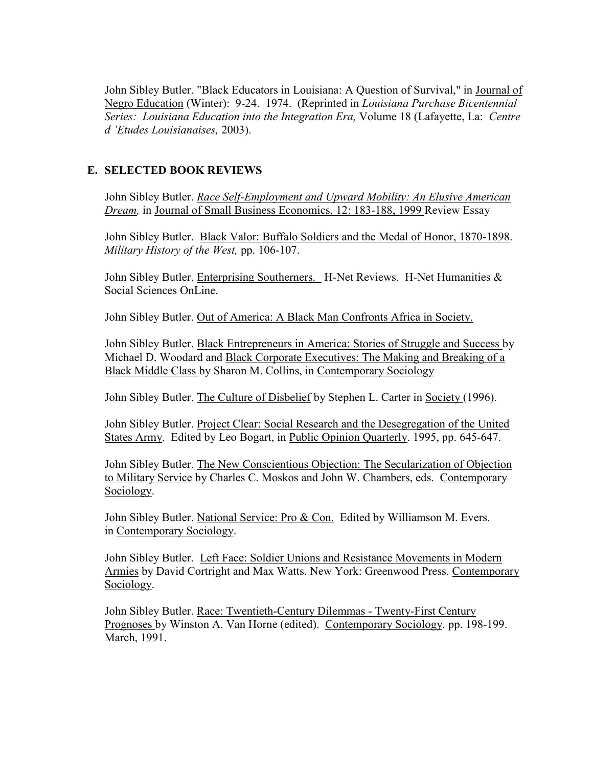John Sibley Butler. "Black Educators in Louisiana: A Question of Survival," in Journal of Negro Education (Winter): 9-24. 1974. (Reprinted in *Louisiana Purchase Bicentennial Series: Louisiana Education into the Integration Era,* Volume 18 (Lafayette, La: *Centre d 'Etudes Louisianaises,* 2003).

## E. SELECTED BOOK REVIEWS

John Sibley Butler. *Race Self-Employment and Upward Mobility: An Elusive American Dream,* in Journal of Small Business Economics, 12: 183-188, 1999 Review Essay

John Sibley Butler. Black Valor: Buffalo Soldiers and the Medal of Honor, 1870-1898. *Military History of the West,* pp. 106-107.

John Sibley Butler. Enterprising Southerners. H-Net Reviews. H-Net Humanities & Social Sciences OnLine.

John Sibley Butler. Out of America: A Black Man Confronts Africa in Society.

John Sibley Butler. Black Entrepreneurs in America: Stories of Struggle and Success by Michael D. Woodard and Black Corporate Executives: The Making and Breaking of a Black Middle Class by Sharon M. Collins, in Contemporary Sociology

John Sibley Butler. The Culture of Disbelief by Stephen L. Carter in Society (1996).

John Sibley Butler. Project Clear: Social Research and the Desegregation of the United States Army. Edited by Leo Bogart, in Public Opinion Quarterly. 1995, pp. 645-647.

John Sibley Butler. The New Conscientious Objection: The Secularization of Objection to Military Service by Charles C. Moskos and John W. Chambers, eds. Contemporary Sociology.

John Sibley Butler. National Service: Pro & Con. Edited by Williamson M. Evers. in Contemporary Sociology.

John Sibley Butler. Left Face: Soldier Unions and Resistance Movements in Modern Armies by David Cortright and Max Watts. New York: Greenwood Press. Contemporary Sociology.

John Sibley Butler. Race: Twentieth-Century Dilemmas - Twenty-First Century Prognoses by Winston A. Van Horne (edited). Contemporary Sociology. pp. 198-199. March, 1991.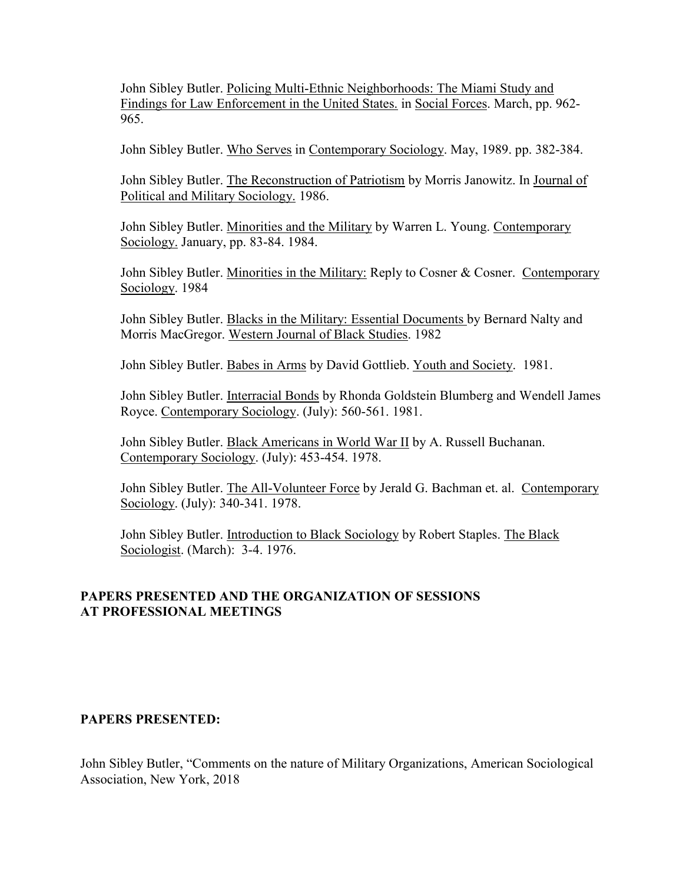John Sibley Butler. Policing Multi-Ethnic Neighborhoods: The Miami Study and Findings for Law Enforcement in the United States. in Social Forces. March, pp. 962-965.

John Sibley Butler. Who Serves in Contemporary Sociology. May, 1989. pp. 382-384.

John Sibley Butler. The Reconstruction of Patriotism by Morris Janowitz. In Journal of Political and Military Sociology. 1986.

John Sibley Butler. Minorities and the Military by Warren L. Young. Contemporary Sociology. January, pp. 83-84. 1984.

John Sibley Butler. Minorities in the Military: Reply to Cosner & Cosner. Contemporary Sociology. 1984

John Sibley Butler. Blacks in the Military: Essential Documents by Bernard Nalty and Morris MacGregor. Western Journal of Black Studies. 1982

John Sibley Butler. Babes in Arms by David Gottlieb. Youth and Society. 1981.

John Sibley Butler. Interracial Bonds by Rhonda Goldstein Blumberg and Wendell James Royce. Contemporary Sociology. (July): 560-561. 1981.

John Sibley Butler. Black Americans in World War II by A. Russell Buchanan. Contemporary Sociology. (July): 453-454. 1978.

John Sibley Butler. The All-Volunteer Force by Jerald G. Bachman et. al. Contemporary Sociology. (July): 340-341. 1978.

John Sibley Butler. Introduction to Black Sociology by Robert Staples. The Black Sociologist. (March): 3-4. 1976.

**PAPERS PRESENTED AND THE ORGANIZATION OF SESSIONS AT PROFESSIONAL MEETINGS**

**PAPERS PRESENTED:**

John Sibley Butler, "Comments on the nature of Military Organizations, American Sociological Association, New York, 2018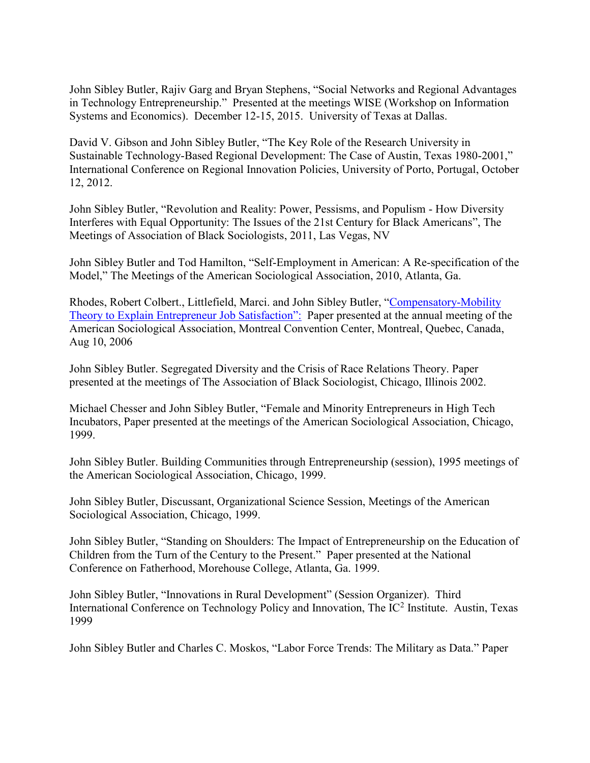John Sibley Butler, Rajiv Garg and Bryan Stephens, "Social Networks and Regional Advantages in Technology Entrepreneurship." Presented at the meetings WISE (Workshop on Information Systems and Economics). December 12-15, 2015. University of Texas at Dallas.

David V. Gibson and John Sibley Butler, "The Key Role of the Research University in Sustainable Technology-Based Regional Development: The Case of Austin, Texas 1980-2001," International Conference on Regional Innovation Policies, University of Porto, Portugal, October 12, 2012.

John Sibley Butler, "Revolution and Reality: Power, Pessisms, and Populism - How Diversity Interferes with Equal Opportunity: The Issues of the 21st Century for Black Americans", The Meetings of Association of Black Sociologists, 2011, Las Vegas, NV

John Sibley Butler and Tod Hamilton, "Self-Employment in American: A Re-specification of the Model," The Meetings of the American Sociological Association, 2010, Atlanta, Ga.

Rhodes, Robert Colbert., Littlefield, Marci. and John Sibley Butler, "Compensatory-Mobility Theory to Explain Entrepreneur Job Satisfaction": Paper presented at the annual meeting of the American Sociological Association, Montreal Convention Center, Montreal, Quebec, Canada, Aug 10, 2006

John Sibley Butler. Segregated Diversity and the Crisis of Race Relations Theory. Paper presented at the meetings of The Association of Black Sociologist, Chicago, Illinois 2002.

Michael Chesser and John Sibley Butler, "Female and Minority Entrepreneurs in High Tech Incubators, Paper presented at the meetings of the American Sociological Association, Chicago, 1999.

John Sibley Butler. Building Communities through Entrepreneurship (session), 1995 meetings of the American Sociological Association, Chicago, 1999.

John Sibley Butler, Discussant, Organizational Science Session, Meetings of the American Sociological Association, Chicago, 1999.

John Sibley Butler, "Standing on Shoulders: The Impact of Entrepreneurship on the Education of Children from the Turn of the Century to the Present." Paper presented at the National Conference on Fatherhood, Morehouse College, Atlanta, Ga. 1999.

John Sibley Butler, "Innovations in Rural Development" (Session Organizer). Third International Conference on Technology Policy and Innovation, The IC$^2$ Institute. Austin, Texas 1999

John Sibley Butler and Charles C. Moskos, "Labor Force Trends: The Military as Data." Paper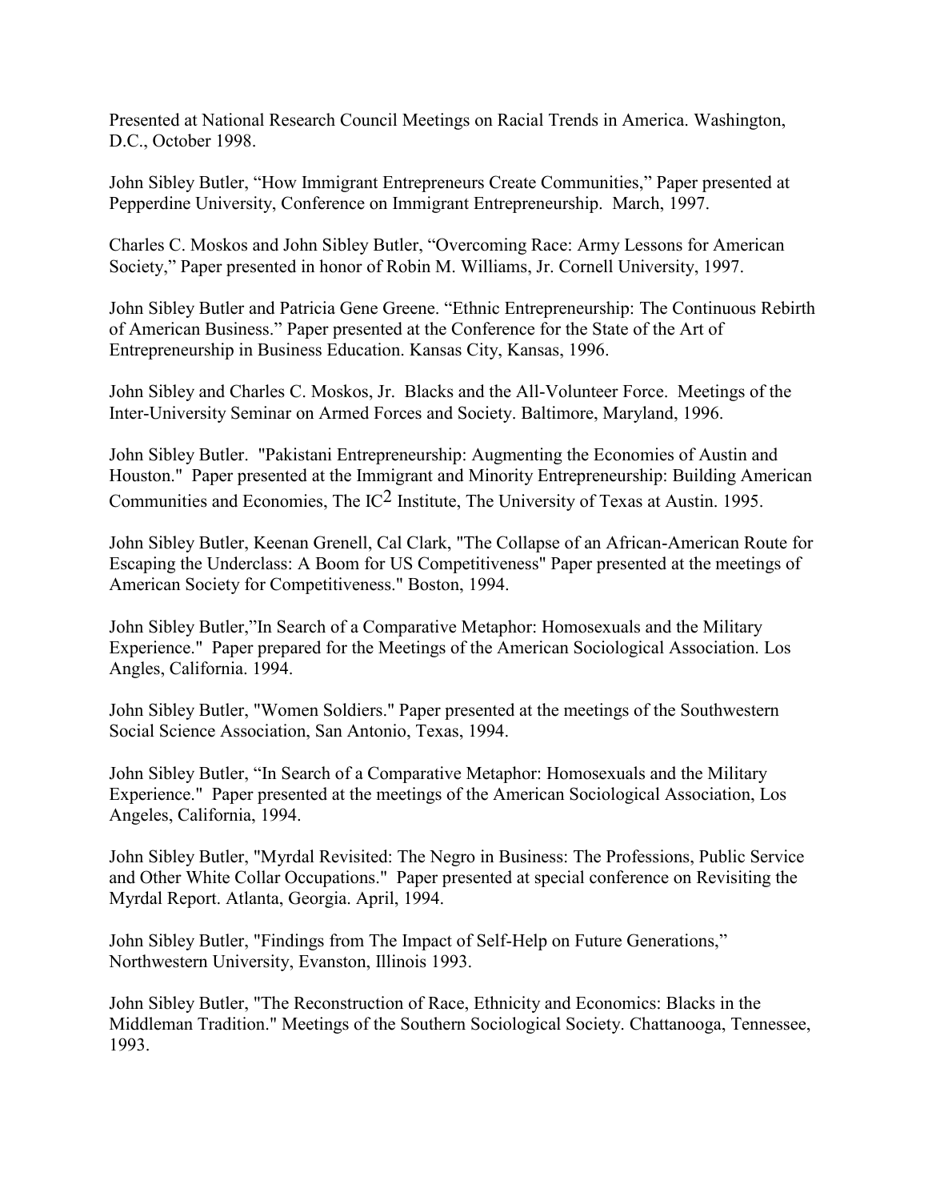Presented at National Research Council Meetings on Racial Trends in America. Washington, D.C., October 1998.

John Sibley Butler, "How Immigrant Entrepreneurs Create Communities," Paper presented at Pepperdine University, Conference on Immigrant Entrepreneurship. March, 1997.

Charles C. Moskos and John Sibley Butler, "Overcoming Race: Army Lessons for American Society," Paper presented in honor of Robin M. Williams, Jr. Cornell University, 1997.

John Sibley Butler and Patricia Gene Greene. "Ethnic Entrepreneurship: The Continuous Rebirth of American Business." Paper presented at the Conference for the State of the Art of Entrepreneurship in Business Education. Kansas City, Kansas, 1996.

John Sibley and Charles C. Moskos, Jr. Blacks and the All-Volunteer Force. Meetings of the Inter-University Seminar on Armed Forces and Society. Baltimore, Maryland, 1996.

John Sibley Butler. "Pakistani Entrepreneurship: Augmenting the Economies of Austin and Houston." Paper presented at the Immigrant and Minority Entrepreneurship: Building American Communities and Economies, The $IC^2$ Institute, The University of Texas at Austin. 1995.

John Sibley Butler, Keenan Grenell, Cal Clark, "The Collapse of an African-American Route for Escaping the Underclass: A Boom for US Competitiveness" Paper presented at the meetings of American Society for Competitiveness." Boston, 1994.

John Sibley Butler,"In Search of a Comparative Metaphor: Homosexuals and the Military Experience." Paper prepared for the Meetings of the American Sociological Association. Los Angles, California. 1994.

John Sibley Butler, "Women Soldiers." Paper presented at the meetings of the Southwestern Social Science Association, San Antonio, Texas, 1994.

John Sibley Butler, "In Search of a Comparative Metaphor: Homosexuals and the Military Experience." Paper presented at the meetings of the American Sociological Association, Los Angeles, California, 1994.

John Sibley Butler, "Myrdal Revisited: The Negro in Business: The Professions, Public Service and Other White Collar Occupations." Paper presented at special conference on Revisiting the Myrdal Report. Atlanta, Georgia. April, 1994.

John Sibley Butler, "Findings from The Impact of Self-Help on Future Generations," Northwestern University, Evanston, Illinois 1993.

John Sibley Butler, "The Reconstruction of Race, Ethnicity and Economics: Blacks in the Middleman Tradition." Meetings of the Southern Sociological Society. Chattanooga, Tennessee, 1993.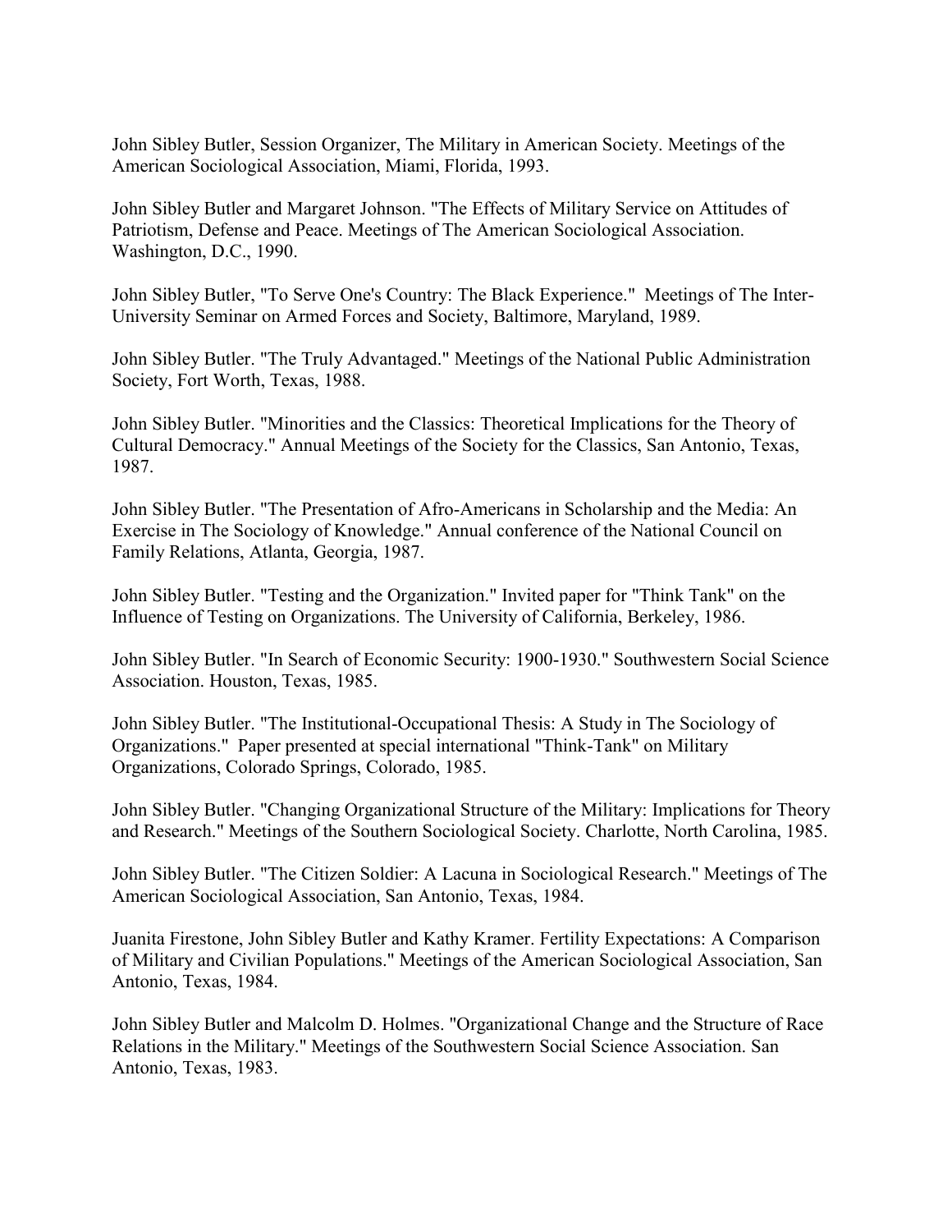John Sibley Butler, Session Organizer, The Military in American Society. Meetings of the American Sociological Association, Miami, Florida, 1993.

John Sibley Butler and Margaret Johnson. "The Effects of Military Service on Attitudes of Patriotism, Defense and Peace. Meetings of The American Sociological Association. Washington, D.C., 1990.

John Sibley Butler, "To Serve One's Country: The Black Experience." Meetings of The Inter-University Seminar on Armed Forces and Society, Baltimore, Maryland, 1989.

John Sibley Butler. "The Truly Advantaged." Meetings of the National Public Administration Society, Fort Worth, Texas, 1988.

John Sibley Butler. "Minorities and the Classics: Theoretical Implications for the Theory of Cultural Democracy." Annual Meetings of the Society for the Classics, San Antonio, Texas, 1987.

John Sibley Butler. "The Presentation of Afro-Americans in Scholarship and the Media: An Exercise in The Sociology of Knowledge." Annual conference of the National Council on Family Relations, Atlanta, Georgia, 1987.

John Sibley Butler. "Testing and the Organization." Invited paper for "Think Tank" on the Influence of Testing on Organizations. The University of California, Berkeley, 1986.

John Sibley Butler. "In Search of Economic Security: 1900-1930." Southwestern Social Science Association. Houston, Texas, 1985.

John Sibley Butler. "The Institutional-Occupational Thesis: A Study in The Sociology of Organizations." Paper presented at special international "Think-Tank" on Military Organizations, Colorado Springs, Colorado, 1985.

John Sibley Butler. "Changing Organizational Structure of the Military: Implications for Theory and Research." Meetings of the Southern Sociological Society. Charlotte, North Carolina, 1985.

John Sibley Butler. "The Citizen Soldier: A Lacuna in Sociological Research." Meetings of The American Sociological Association, San Antonio, Texas, 1984.

Juanita Firestone, John Sibley Butler and Kathy Kramer. Fertility Expectations: A Comparison of Military and Civilian Populations." Meetings of the American Sociological Association, San Antonio, Texas, 1984.

John Sibley Butler and Malcolm D. Holmes. "Organizational Change and the Structure of Race Relations in the Military." Meetings of the Southwestern Social Science Association. San Antonio, Texas, 1983.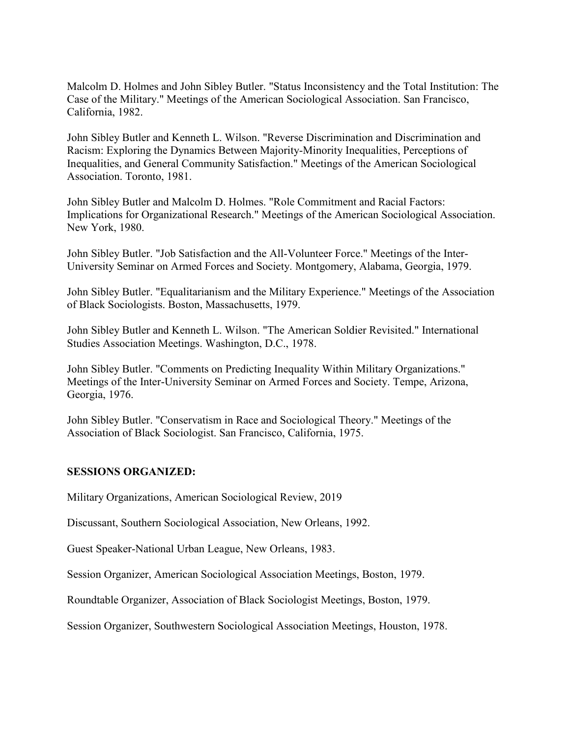Malcolm D. Holmes and John Sibley Butler. "Status Inconsistency and the Total Institution: The Case of the Military." Meetings of the American Sociological Association. San Francisco, California, 1982.

John Sibley Butler and Kenneth L. Wilson. "Reverse Discrimination and Discrimination and Racism: Exploring the Dynamics Between Majority-Minority Inequalities, Perceptions of Inequalities, and General Community Satisfaction." Meetings of the American Sociological Association. Toronto, 1981.

John Sibley Butler and Malcolm D. Holmes. "Role Commitment and Racial Factors: Implications for Organizational Research." Meetings of the American Sociological Association. New York, 1980.

John Sibley Butler. "Job Satisfaction and the All-Volunteer Force." Meetings of the Inter-University Seminar on Armed Forces and Society. Montgomery, Alabama, Georgia, 1979.

John Sibley Butler. "Equalitarianism and the Military Experience." Meetings of the Association of Black Sociologists. Boston, Massachusetts, 1979.

John Sibley Butler and Kenneth L. Wilson. "The American Soldier Revisited." International Studies Association Meetings. Washington, D.C., 1978.

John Sibley Butler. "Comments on Predicting Inequality Within Military Organizations." Meetings of the Inter-University Seminar on Armed Forces and Society. Tempe, Arizona, Georgia, 1976.

John Sibley Butler. "Conservatism in Race and Sociological Theory." Meetings of the Association of Black Sociologist. San Francisco, California, 1975.

**SESSIONS ORGANIZED:**

Military Organizations, American Sociological Review, 2019

Discussant, Southern Sociological Association, New Orleans, 1992.

Guest Speaker-National Urban League, New Orleans, 1983.

Session Organizer, American Sociological Association Meetings, Boston, 1979.

Roundtable Organizer, Association of Black Sociologist Meetings, Boston, 1979.

Session Organizer, Southwestern Sociological Association Meetings, Houston, 1978.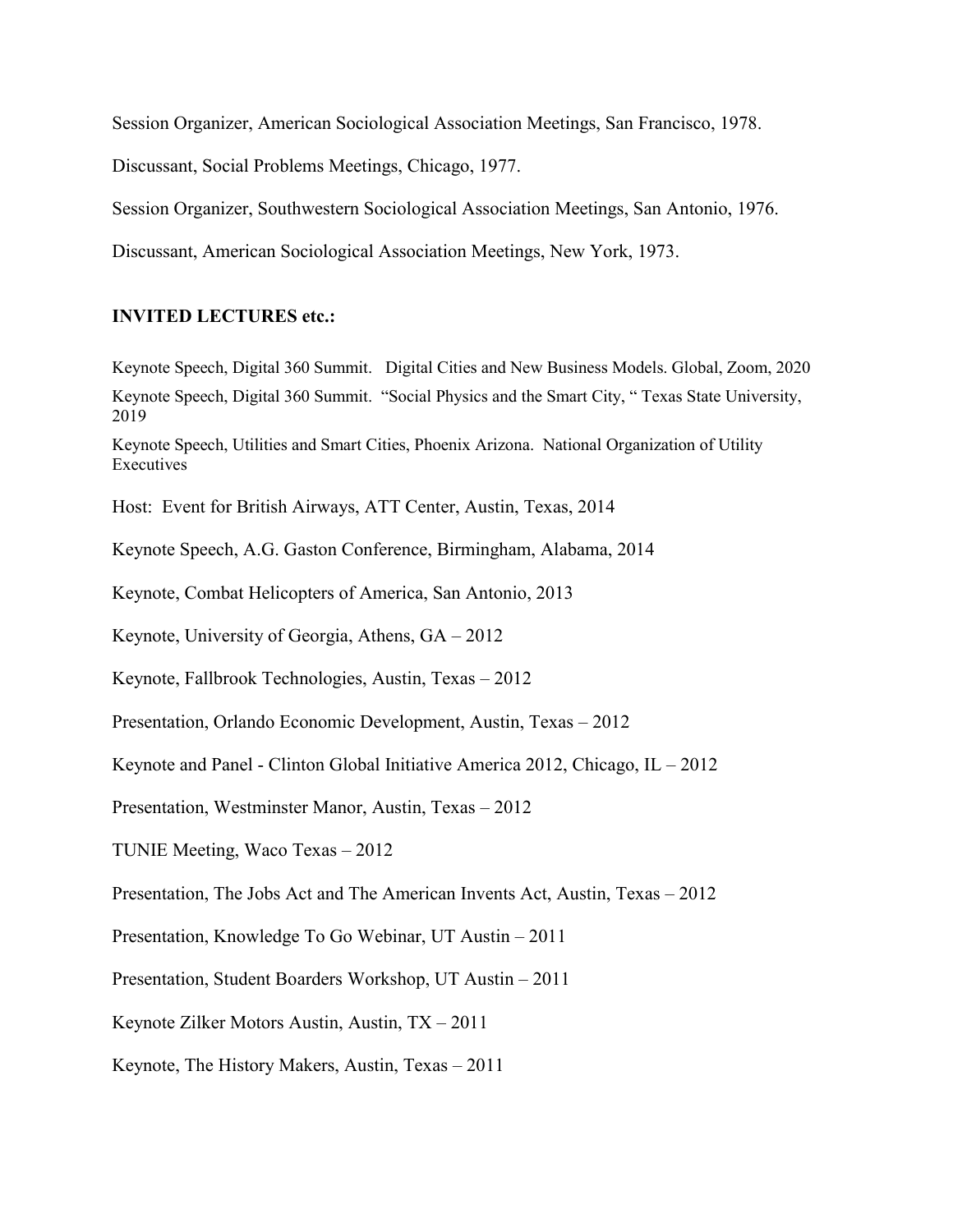Session Organizer, American Sociological Association Meetings, San Francisco, 1978.

Discussant, Social Problems Meetings, Chicago, 1977.

Session Organizer, Southwestern Sociological Association Meetings, San Antonio, 1976.

Discussant, American Sociological Association Meetings, New York, 1973.

**INVITED LECTURES etc.:**

Keynote Speech, Digital 360 Summit. Digital Cities and New Business Models. Global, Zoom, 2020

Keynote Speech, Digital 360 Summit. "Social Physics and the Smart City, " Texas State University, 2019

Keynote Speech, Utilities and Smart Cities, Phoenix Arizona. National Organization of Utility Executives

Host: Event for British Airways, ATT Center, Austin, Texas, 2014

Keynote Speech, A.G. Gaston Conference, Birmingham, Alabama, 2014

Keynote, Combat Helicopters of America, San Antonio, 2013

Keynote, University of Georgia, Athens, GA – 2012

Keynote, Fallbrook Technologies, Austin, Texas – 2012

Presentation, Orlando Economic Development, Austin, Texas – 2012

Keynote and Panel - Clinton Global Initiative America 2012, Chicago, IL – 2012

Presentation, Westminster Manor, Austin, Texas – 2012

TUNIE Meeting, Waco Texas – 2012

Presentation, The Jobs Act and The American Invents Act, Austin, Texas – 2012

Presentation, Knowledge To Go Webinar, UT Austin – 2011

Presentation, Student Boarders Workshop, UT Austin – 2011

Keynote Zilker Motors Austin, Austin, TX – 2011

Keynote, The History Makers, Austin, Texas – 2011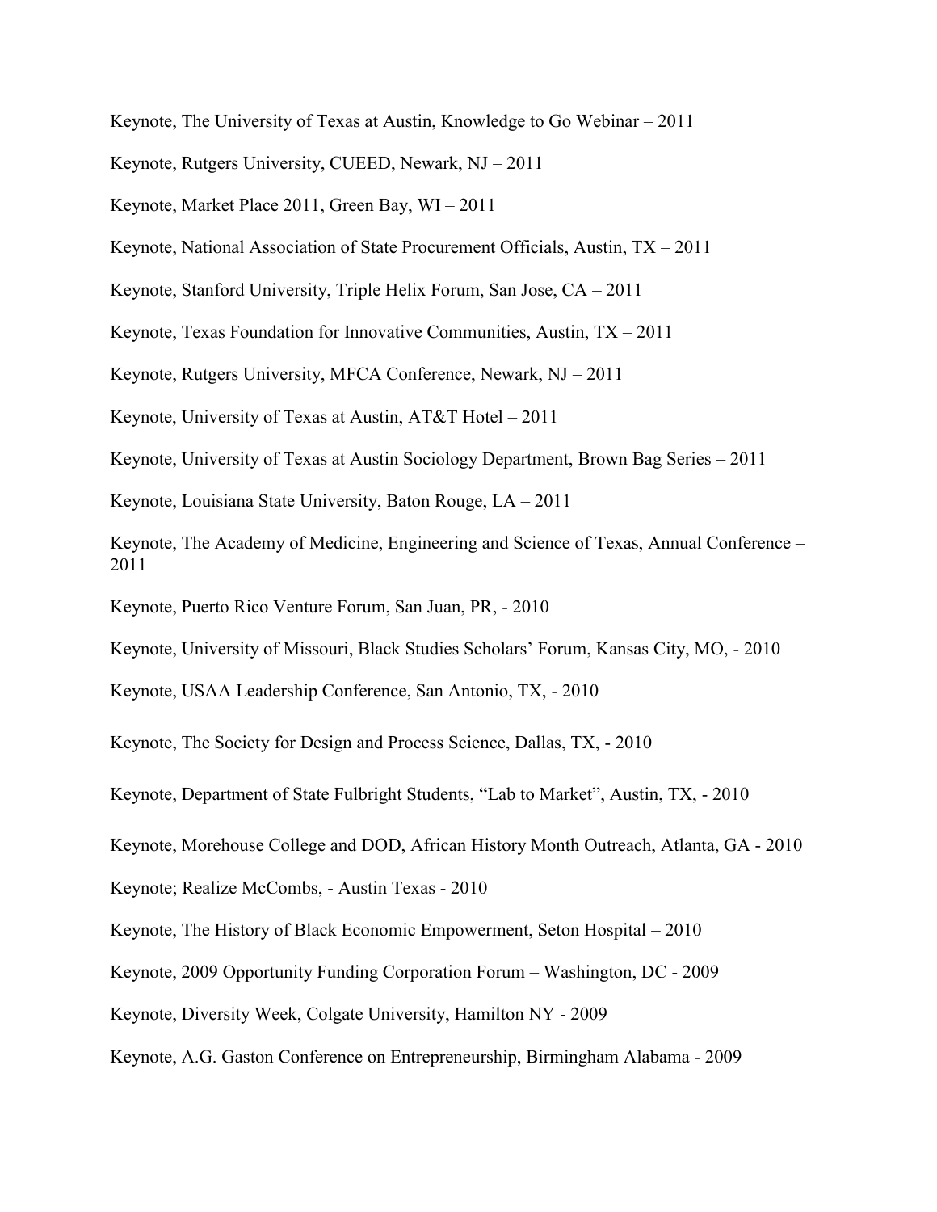Keynote, The University of Texas at Austin, Knowledge to Go Webinar – 2011

Keynote, Rutgers University, CUEED, Newark, NJ – 2011

Keynote, Market Place 2011, Green Bay, WI – 2011

Keynote, National Association of State Procurement Officials, Austin, TX – 2011

Keynote, Stanford University, Triple Helix Forum, San Jose, CA – 2011

Keynote, Texas Foundation for Innovative Communities, Austin, TX – 2011

Keynote, Rutgers University, MFCA Conference, Newark, NJ – 2011

Keynote, University of Texas at Austin, AT&T Hotel – 2011

Keynote, University of Texas at Austin Sociology Department, Brown Bag Series – 2011

Keynote, Louisiana State University, Baton Rouge, LA – 2011

Keynote, The Academy of Medicine, Engineering and Science of Texas, Annual Conference – 2011

Keynote, Puerto Rico Venture Forum, San Juan, PR, - 2010

Keynote, University of Missouri, Black Studies Scholars' Forum, Kansas City, MO, - 2010

Keynote, USAA Leadership Conference, San Antonio, TX, - 2010

Keynote, The Society for Design and Process Science, Dallas, TX, - 2010

Keynote, Department of State Fulbright Students, "Lab to Market", Austin, TX, - 2010

Keynote, Morehouse College and DOD, African History Month Outreach, Atlanta, GA - 2010

Keynote; Realize McCombs, - Austin Texas - 2010

Keynote, The History of Black Economic Empowerment, Seton Hospital – 2010

Keynote, 2009 Opportunity Funding Corporation Forum – Washington, DC - 2009

Keynote, Diversity Week, Colgate University, Hamilton NY - 2009

Keynote, A.G. Gaston Conference on Entrepreneurship, Birmingham Alabama - 2009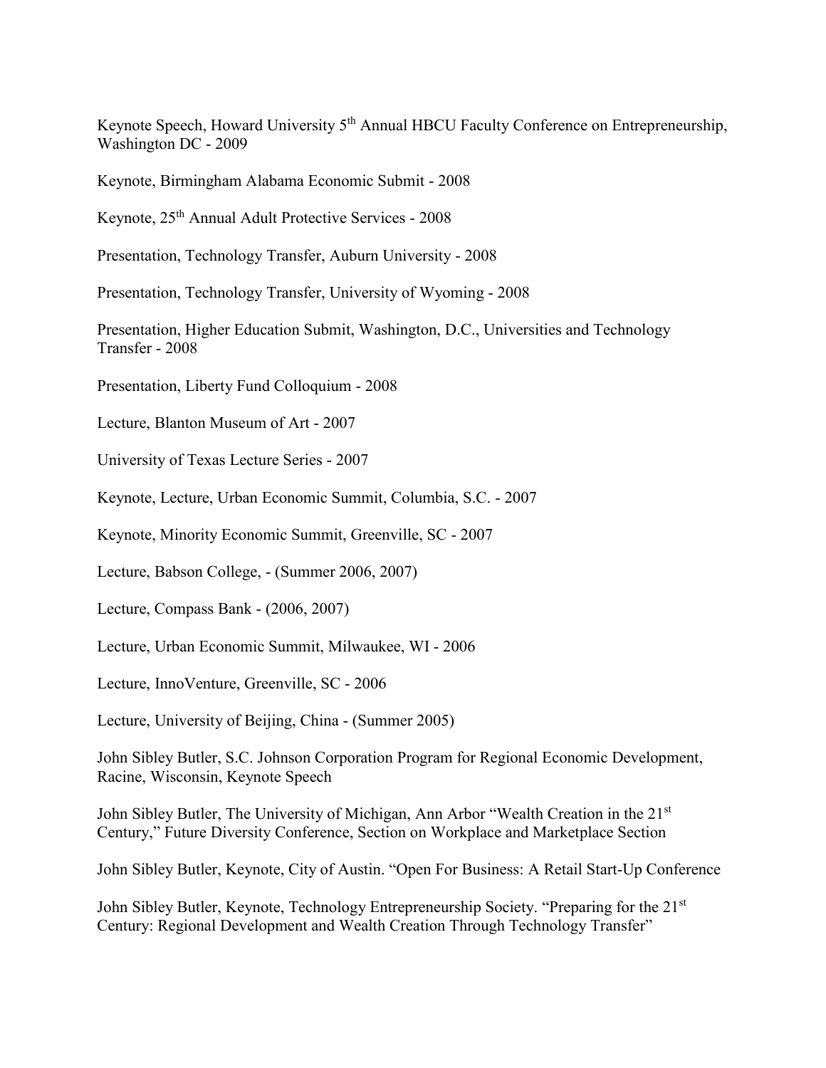Keynote Speech, Howard University 5th Annual HBCU Faculty Conference on Entrepreneurship, Washington DC - 2009

Keynote, Birmingham Alabama Economic Submit - 2008

Keynote, 25th Annual Adult Protective Services - 2008

Presentation, Technology Transfer, Auburn University - 2008

Presentation, Technology Transfer, University of Wyoming - 2008

Presentation, Higher Education Submit, Washington, D.C., Universities and Technology Transfer - 2008

Presentation, Liberty Fund Colloquium - 2008

Lecture, Blanton Museum of Art - 2007

University of Texas Lecture Series - 2007

Keynote, Lecture, Urban Economic Summit, Columbia, S.C. - 2007

Keynote, Minority Economic Summit, Greenville, SC - 2007

Lecture, Babson College, - (Summer 2006, 2007)

Lecture, Compass Bank - (2006, 2007)

Lecture, Urban Economic Summit, Milwaukee, WI - 2006

Lecture, InnoVenture, Greenville, SC - 2006

Lecture, University of Beijing, China - (Summer 2005)

John Sibley Butler, S.C. Johnson Corporation Program for Regional Economic Development, Racine, Wisconsin, Keynote Speech

John Sibley Butler, The University of Michigan, Ann Arbor "Wealth Creation in the 21st Century," Future Diversity Conference, Section on Workplace and Marketplace Section

John Sibley Butler, Keynote, City of Austin. "Open For Business: A Retail Start-Up Conference

John Sibley Butler, Keynote, Technology Entrepreneurship Society. "Preparing for the 21st Century: Regional Development and Wealth Creation Through Technology Transfer"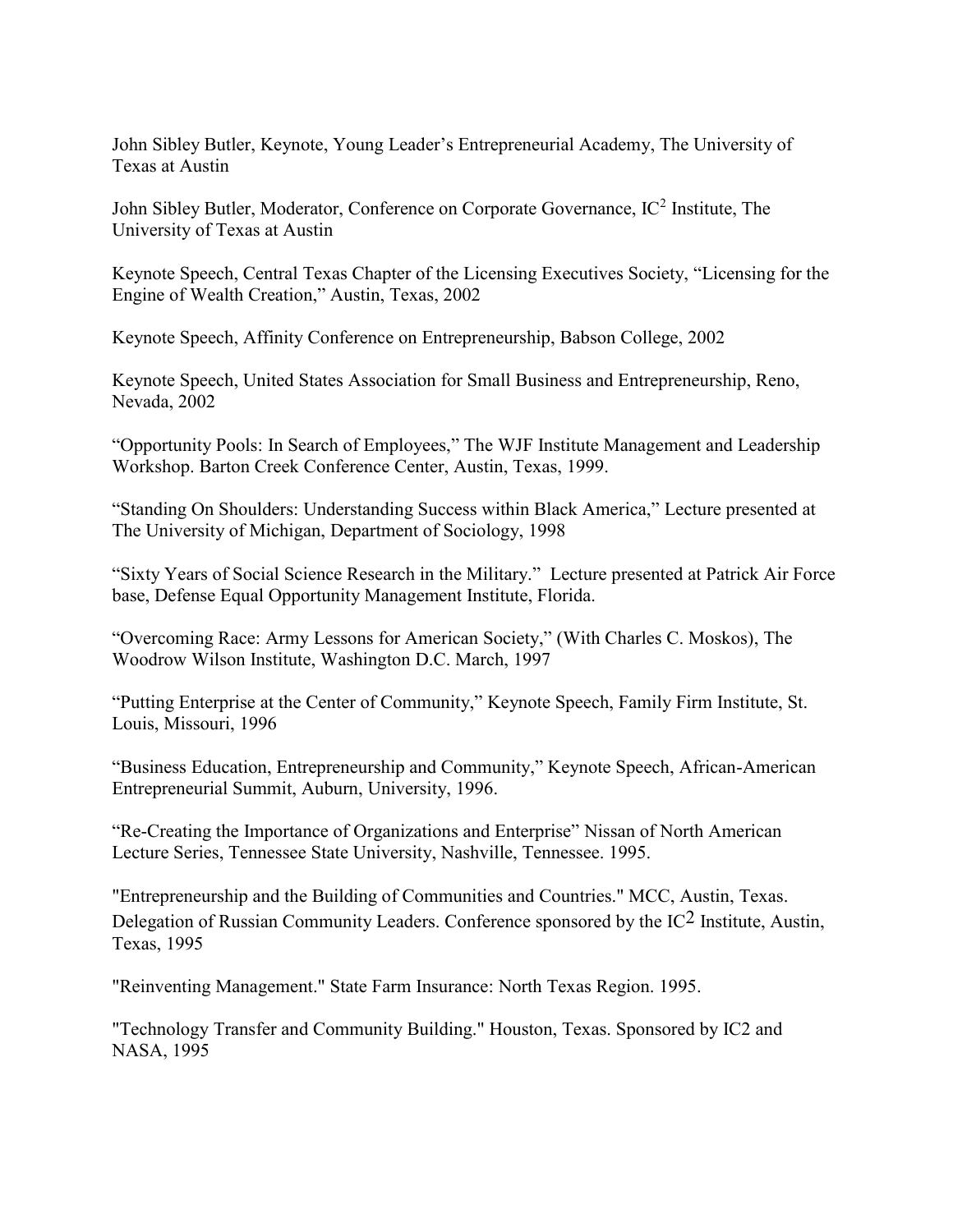John Sibley Butler, Keynote, Young Leader's Entrepreneurial Academy, The University of Texas at Austin

John Sibley Butler, Moderator, Conference on Corporate Governance, $IC^2$ Institute, The University of Texas at Austin

Keynote Speech, Central Texas Chapter of the Licensing Executives Society, "Licensing for the Engine of Wealth Creation," Austin, Texas, 2002

Keynote Speech, Affinity Conference on Entrepreneurship, Babson College, 2002

Keynote Speech, United States Association for Small Business and Entrepreneurship, Reno, Nevada, 2002

"Opportunity Pools: In Search of Employees," The WJF Institute Management and Leadership Workshop. Barton Creek Conference Center, Austin, Texas, 1999.

"Standing On Shoulders: Understanding Success within Black America," Lecture presented at The University of Michigan, Department of Sociology, 1998

"Sixty Years of Social Science Research in the Military." Lecture presented at Patrick Air Force base, Defense Equal Opportunity Management Institute, Florida.

"Overcoming Race: Army Lessons for American Society," (With Charles C. Moskos), The Woodrow Wilson Institute, Washington D.C. March, 1997

"Putting Enterprise at the Center of Community," Keynote Speech, Family Firm Institute, St. Louis, Missouri, 1996

"Business Education, Entrepreneurship and Community," Keynote Speech, African-American Entrepreneurial Summit, Auburn, University, 1996.

"Re-Creating the Importance of Organizations and Enterprise" Nissan of North American Lecture Series, Tennessee State University, Nashville, Tennessee. 1995.

"Entrepreneurship and the Building of Communities and Countries." MCC, Austin, Texas. Delegation of Russian Community Leaders. Conference sponsored by the $IC^2$ Institute, Austin, Texas, 1995

"Reinventing Management." State Farm Insurance: North Texas Region. 1995.

"Technology Transfer and Community Building." Houston, Texas. Sponsored by IC2 and NASA, 1995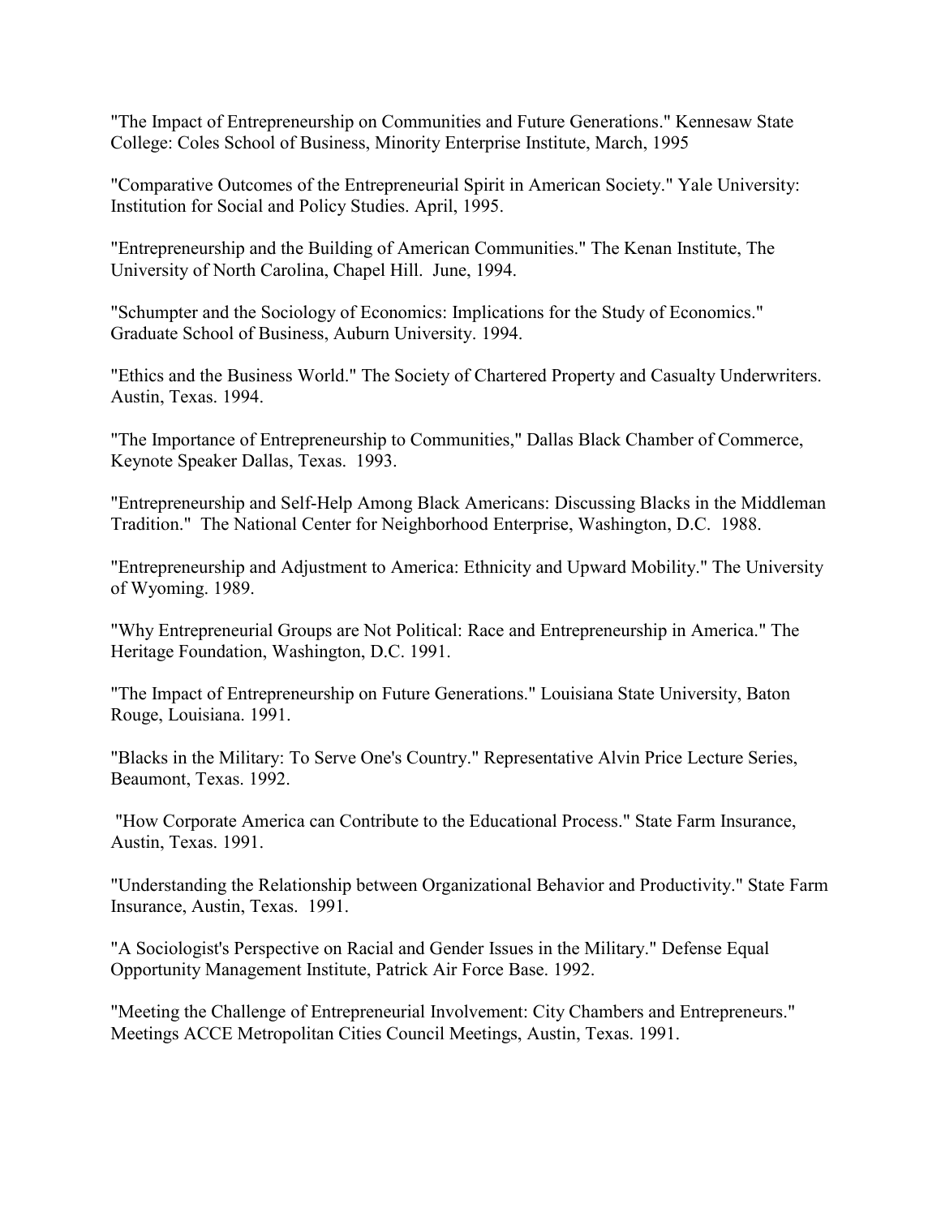"The Impact of Entrepreneurship on Communities and Future Generations." Kennesaw State College: Coles School of Business, Minority Enterprise Institute, March, 1995

"Comparative Outcomes of the Entrepreneurial Spirit in American Society." Yale University: Institution for Social and Policy Studies. April, 1995.

"Entrepreneurship and the Building of American Communities." The Kenan Institute, The University of North Carolina, Chapel Hill. June, 1994.

"Schumpter and the Sociology of Economics: Implications for the Study of Economics." Graduate School of Business, Auburn University. 1994.

"Ethics and the Business World." The Society of Chartered Property and Casualty Underwriters. Austin, Texas. 1994.

"The Importance of Entrepreneurship to Communities," Dallas Black Chamber of Commerce, Keynote Speaker Dallas, Texas. 1993.

"Entrepreneurship and Self-Help Among Black Americans: Discussing Blacks in the Middleman Tradition." The National Center for Neighborhood Enterprise, Washington, D.C. 1988.

"Entrepreneurship and Adjustment to America: Ethnicity and Upward Mobility." The University of Wyoming. 1989.

"Why Entrepreneurial Groups are Not Political: Race and Entrepreneurship in America." The Heritage Foundation, Washington, D.C. 1991.

"The Impact of Entrepreneurship on Future Generations." Louisiana State University, Baton Rouge, Louisiana. 1991.

"Blacks in the Military: To Serve One's Country." Representative Alvin Price Lecture Series, Beaumont, Texas. 1992.

"How Corporate America can Contribute to the Educational Process." State Farm Insurance, Austin, Texas. 1991.

"Understanding the Relationship between Organizational Behavior and Productivity." State Farm Insurance, Austin, Texas. 1991.

"A Sociologist's Perspective on Racial and Gender Issues in the Military." Defense Equal Opportunity Management Institute, Patrick Air Force Base. 1992.

"Meeting the Challenge of Entrepreneurial Involvement: City Chambers and Entrepreneurs." Meetings ACCE Metropolitan Cities Council Meetings, Austin, Texas. 1991.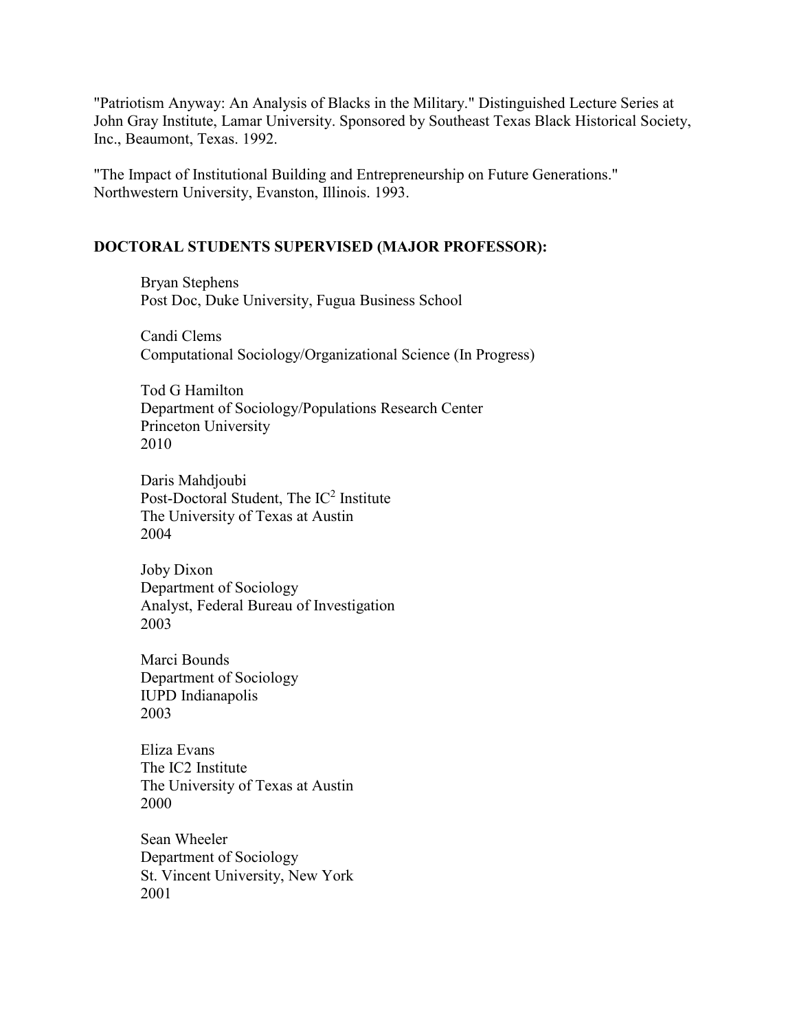"Patriotism Anyway: An Analysis of Blacks in the Military." Distinguished Lecture Series at John Gray Institute, Lamar University. Sponsored by Southeast Texas Black Historical Society, Inc., Beaumont, Texas. 1992.

"The Impact of Institutional Building and Entrepreneurship on Future Generations." Northwestern University, Evanston, Illinois. 1993.

**DOCTORAL STUDENTS SUPERVISED (MAJOR PROFESSOR):**

Bryan Stephens
Post Doc, Duke University, Fugua Business School

Candi Clems
Computational Sociology/Organizational Science (In Progress)

Tod G Hamilton
Department of Sociology/Populations Research Center
Princeton University
2010

Daris Mahdjoubi
Post-Doctoral Student, The $IC^2$ Institute
The University of Texas at Austin
2004

Joby Dixon
Department of Sociology
Analyst, Federal Bureau of Investigation
2003

Marci Bounds
Department of Sociology
IUPD Indianapolis
2003

Eliza Evans
The IC2 Institute
The University of Texas at Austin
2000

Sean Wheeler
Department of Sociology
St. Vincent University, New York
2001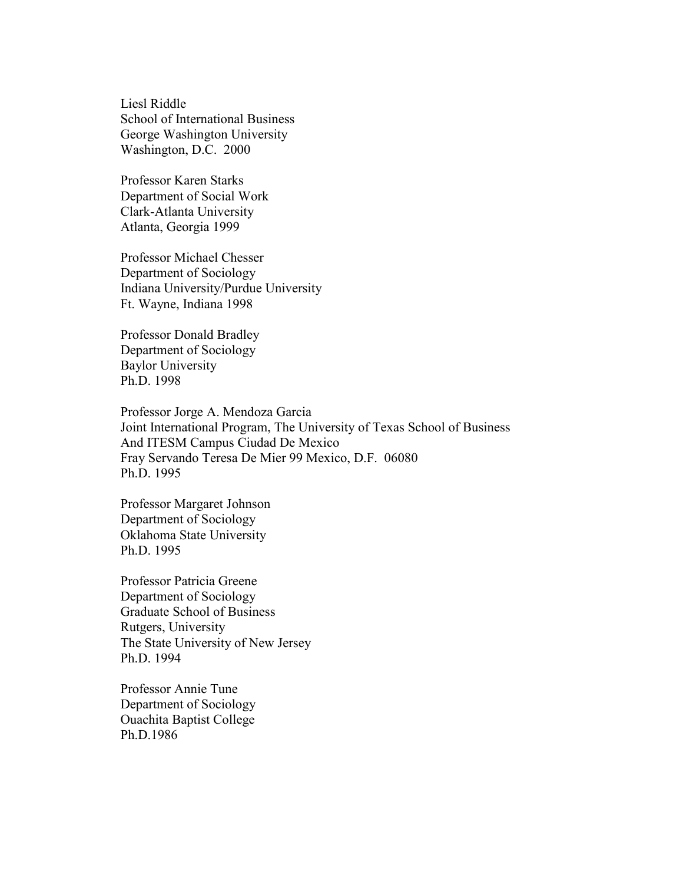Liesl Riddle
School of International Business
George Washington University
Washington, D.C. 2000

Professor Karen Starks
Department of Social Work
Clark-Atlanta University
Atlanta, Georgia 1999

Professor Michael Chesser
Department of Sociology
Indiana University/Purdue University
Ft. Wayne, Indiana 1998

Professor Donald Bradley
Department of Sociology
Baylor University
Ph.D. 1998

Professor Jorge A. Mendoza Garcia
Joint International Program, The University of Texas School of Business
And ITESM Campus Ciudad De Mexico
Fray Servando Teresa De Mier 99 Mexico, D.F. 06080
Ph.D. 1995

Professor Margaret Johnson
Department of Sociology
Oklahoma State University
Ph.D. 1995

Professor Patricia Greene
Department of Sociology
Graduate School of Business
Rutgers, University
The State University of New Jersey
Ph.D. 1994

Professor Annie Tune
Department of Sociology
Ouachita Baptist College
Ph.D.1986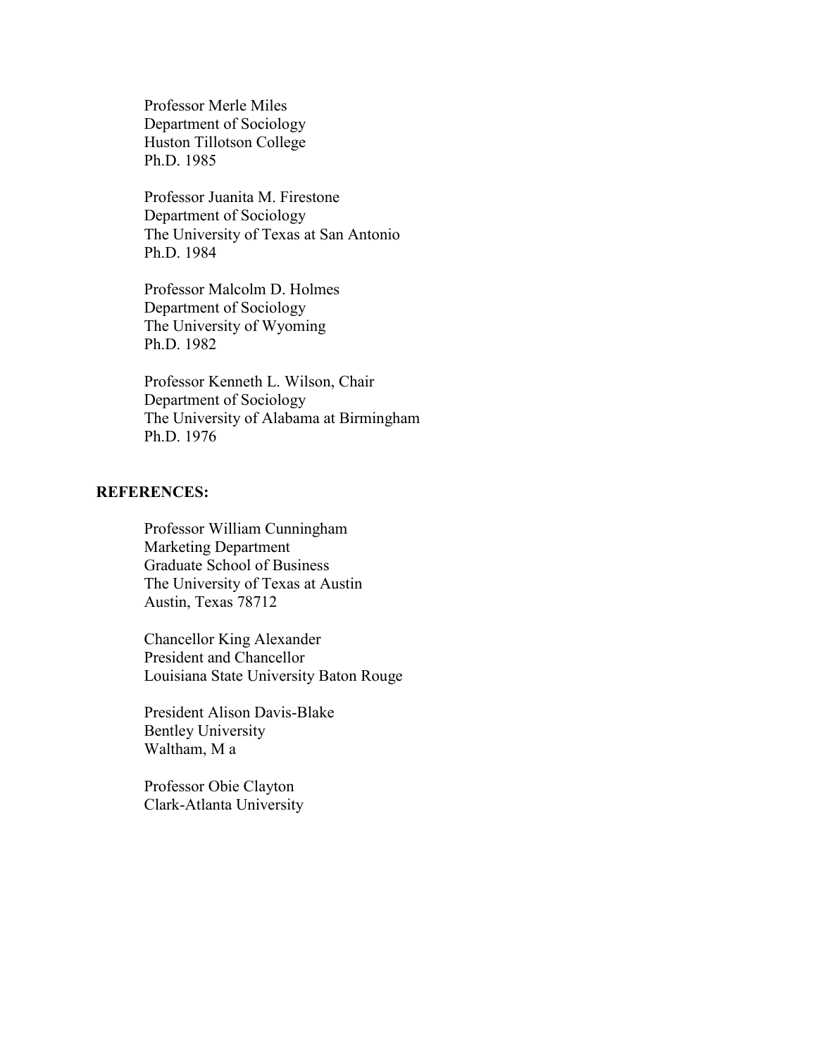Professor Merle Miles
Department of Sociology
Huston Tillotson College
Ph.D. 1985

Professor Juanita M. Firestone
Department of Sociology
The University of Texas at San Antonio
Ph.D. 1984

Professor Malcolm D. Holmes
Department of Sociology
The University of Wyoming
Ph.D. 1982

Professor Kenneth L. Wilson, Chair
Department of Sociology
The University of Alabama at Birmingham
Ph.D. 1976

**REFERENCES:**

Professor William Cunningham
Marketing Department
Graduate School of Business
The University of Texas at Austin
Austin, Texas 78712

Chancellor King Alexander
President and Chancellor
Louisiana State University Baton Rouge

President Alison Davis-Blake
Bentley University
Waltham, M a

Professor Obie Clayton
Clark-Atlanta University